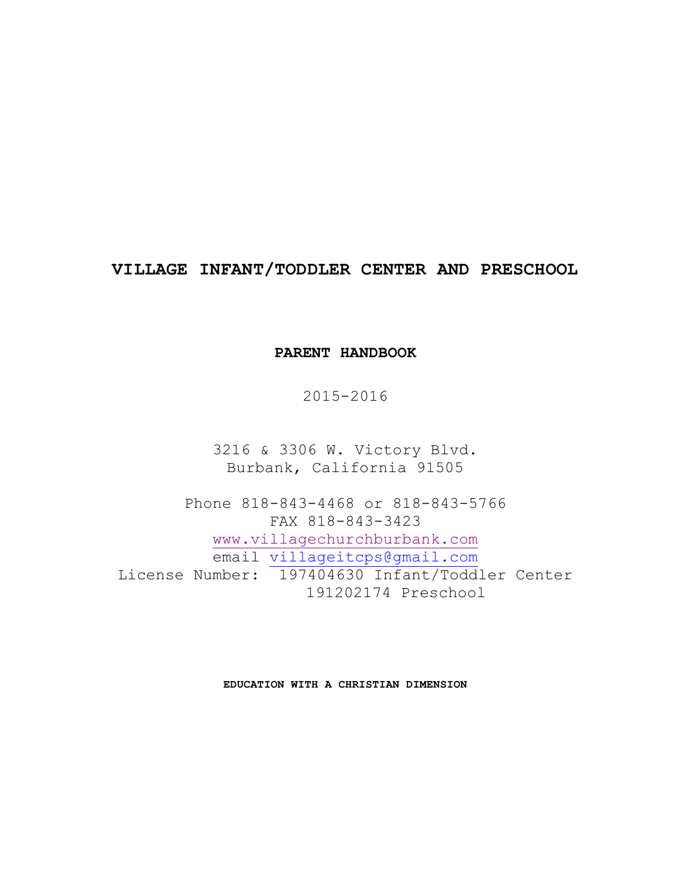# VILLAGE INFANT/TODDLER CENTER AND PRESCHOOL

## PARENT HANDBOOK

2015-2016

3216 & 3306 W. Victory Blvd.
Burbank, California 91505

Phone 818-843-4468 or 818-843-5766
FAX 818-843-3423
www.villagechurchburbank.com
email villageitcps@gmail.com
License Number: 197404630 Infant/Toddler Center
191202174 Preschool

**EDUCATION WITH A CHRISTIAN DIMENSION**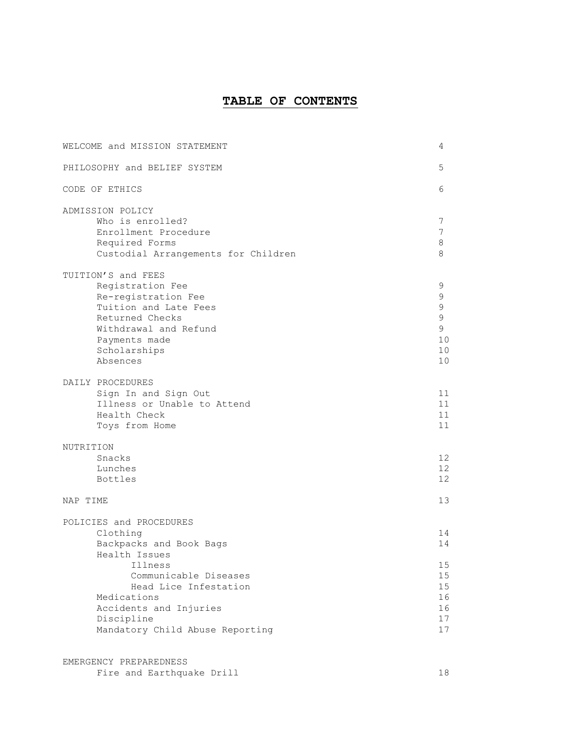# **TABLE OF CONTENTS**

| | |
|---|---|
| WELCOME and MISSION STATEMENT | 4 |
| PHILOSOPHY and BELIEF SYSTEM | 5 |
| CODE OF ETHICS | 6 |
| ADMISSION POLICY | |
| Who is enrolled? | 7 |
| Enrollment Procedure | 7 |
| Required Forms | 8 |
| Custodial Arrangements for Children | 8 |
| TUITION'S and FEES | |
| Registration Fee | 9 |
| Re-registration Fee | 9 |
| Tuition and Late Fees | 9 |
| Returned Checks | 9 |
| Withdrawal and Refund | 9 |
| Payments made | 10 |
| Scholarships | 10 |
| Absences | 10 |
| DAILY PROCEDURES | |
| Sign In and Sign Out | 11 |
| Illness or Unable to Attend | 11 |
| Health Check | 11 |
| Toys from Home | 11 |
| NUTRITION | |
| Snacks | 12 |
| Lunches | 12 |
| Bottles | 12 |
| NAP TIME | 13 |
| POLICIES and PROCEDURES | |
| Clothing | 14 |
| Backpacks and Book Bags | 14 |
| Health Issues | |
| Illness | 15 |
| Communicable Diseases | 15 |
| Head Lice Infestation | 15 |
| Medications | 16 |
| Accidents and Injuries | 16 |
| Discipline | 17 |
| Mandatory Child Abuse Reporting | 17 |
| EMERGENCY PREPAREDNESS | |
| Fire and Earthquake Drill | 18 |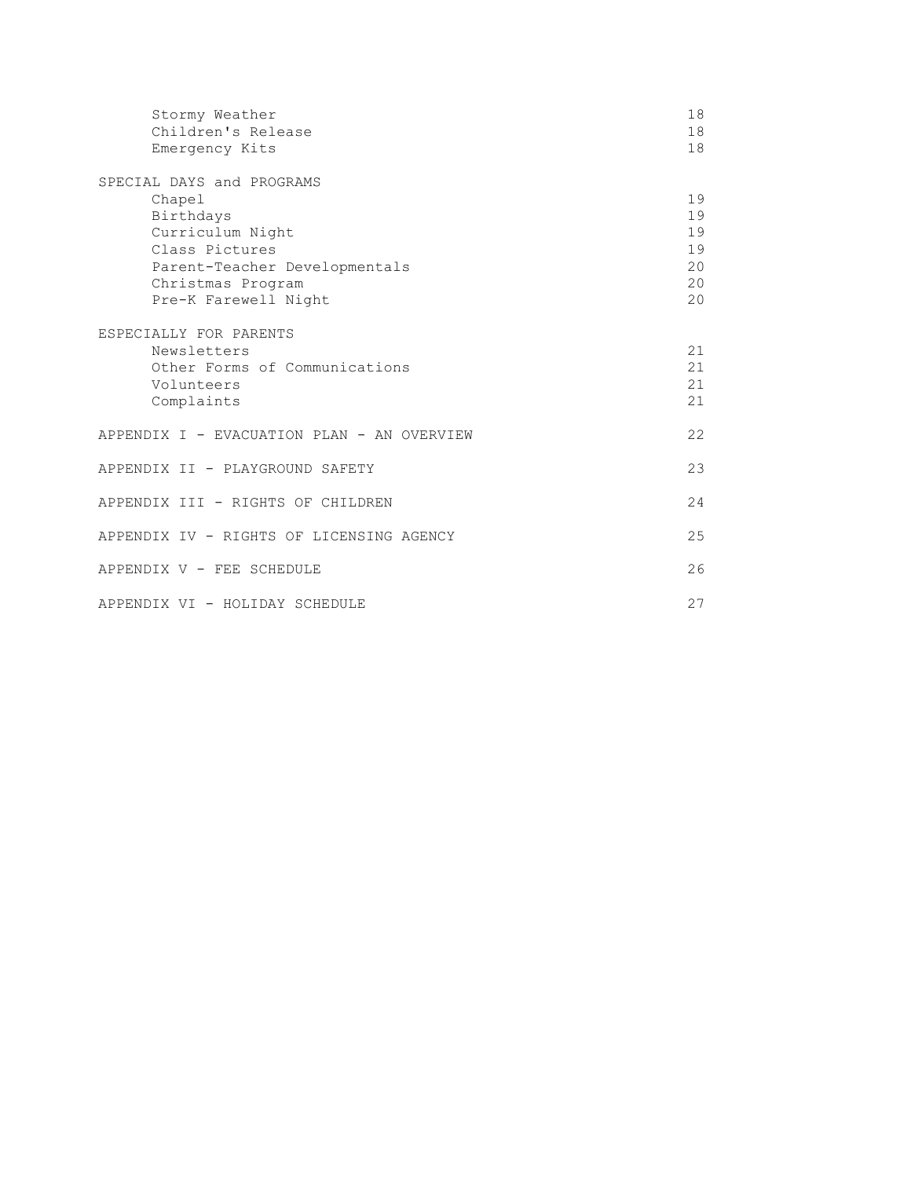| | |
|---|---|
| Stormy Weather | 18 |
| Children's Release | 18 |
| Emergency Kits | 18 |
| **SPECIAL DAYS and PROGRAMS** | |
| Chapel | 19 |
| Birthdays | 19 |
| Curriculum Night | 19 |
| Class Pictures | 19 |
| Parent-Teacher Developmentals | 20 |
| Christmas Program | 20 |
| Pre-K Farewell Night | 20 |
| **ESPECIALLY FOR PARENTS** | |
| Newsletters | 21 |
| Other Forms of Communications | 21 |
| Volunteers | 21 |
| Complaints | 21 |
| **APPENDIX I - EVACUATION PLAN - AN OVERVIEW** | 22 |
| **APPENDIX II - PLAYGROUND SAFETY** | 23 |
| **APPENDIX III - RIGHTS OF CHILDREN** | 24 |
| **APPENDIX IV - RIGHTS OF LICENSING AGENCY** | 25 |
| **APPENDIX V - FEE SCHEDULE** | 26 |
| **APPENDIX VI - HOLIDAY SCHEDULE** | 27 |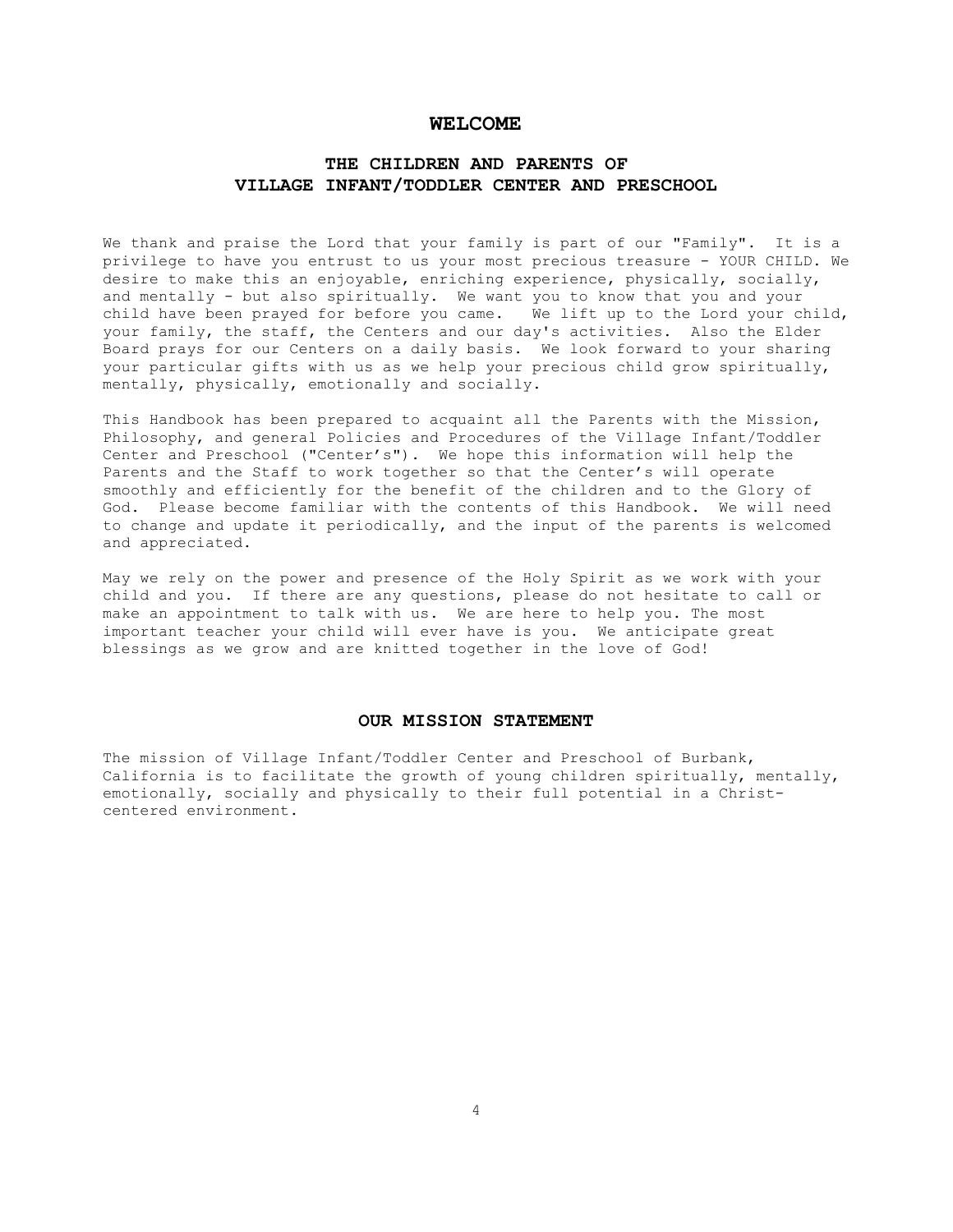# WELCOME

## THE CHILDREN AND PARENTS OF VILLAGE INFANT/TODDLER CENTER AND PRESCHOOL

We thank and praise the Lord that your family is part of our "Family". It is a privilege to have you entrust to us your most precious treasure - YOUR CHILD. We desire to make this an enjoyable, enriching experience, physically, socially, and mentally - but also spiritually. We want you to know that you and your child have been prayed for before you came. We lift up to the Lord your child, your family, the staff, the Centers and our day's activities. Also the Elder Board prays for our Centers on a daily basis. We look forward to your sharing your particular gifts with us as we help your precious child grow spiritually, mentally, physically, emotionally and socially.

This Handbook has been prepared to acquaint all the Parents with the Mission, Philosophy, and general Policies and Procedures of the Village Infant/Toddler Center and Preschool ("Center's"). We hope this information will help the Parents and the Staff to work together so that the Center's will operate smoothly and efficiently for the benefit of the children and to the Glory of God. Please become familiar with the contents of this Handbook. We will need to change and update it periodically, and the input of the parents is welcomed and appreciated.

May we rely on the power and presence of the Holy Spirit as we work with your child and you. If there are any questions, please do not hesitate to call or make an appointment to talk with us. We are here to help you. The most important teacher your child will ever have is you. We anticipate great blessings as we grow and are knitted together in the love of God!

## OUR MISSION STATEMENT

The mission of Village Infant/Toddler Center and Preschool of Burbank, California is to facilitate the growth of young children spiritually, mentally, emotionally, socially and physically to their full potential in a Christ-centered environment.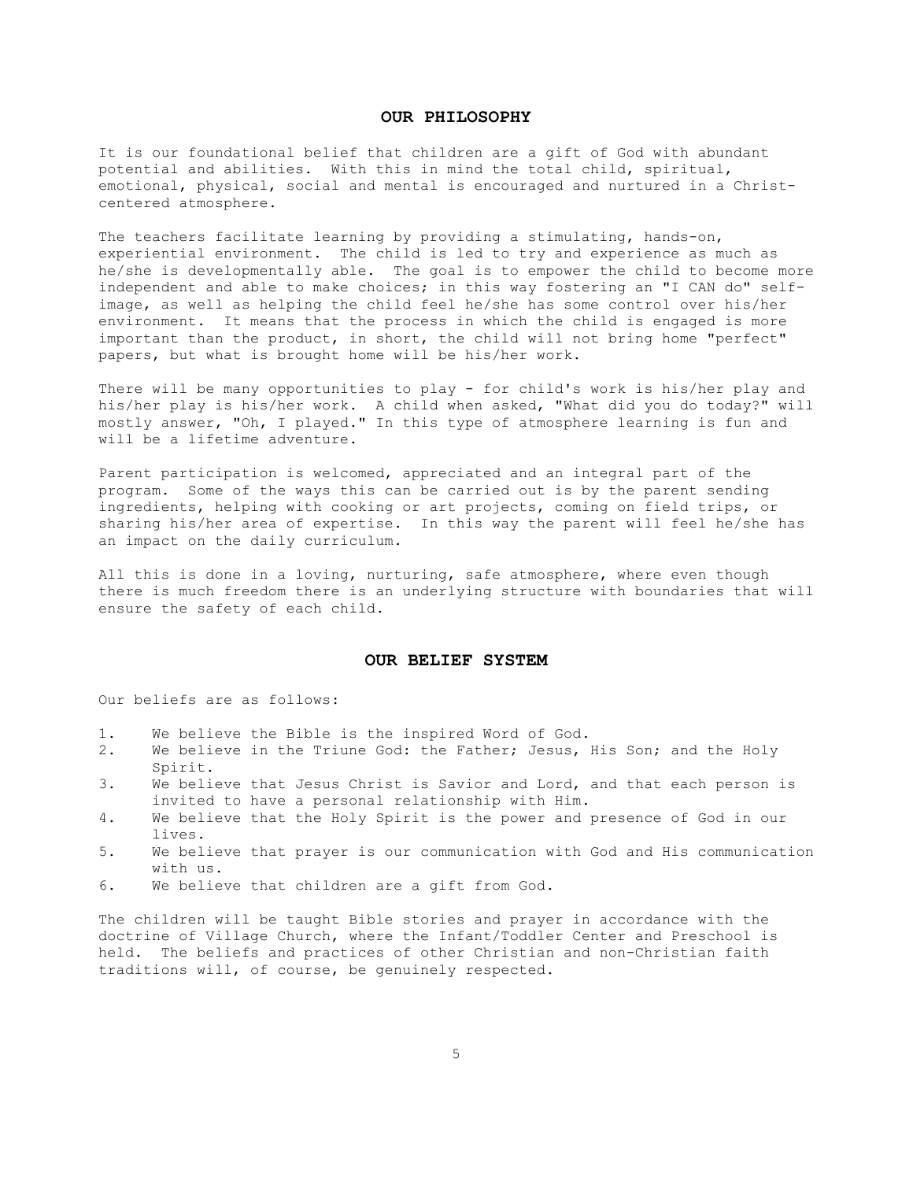## OUR PHILOSOPHY

It is our foundational belief that children are a gift of God with abundant potential and abilities. With this in mind the total child, spiritual, emotional, physical, social and mental is encouraged and nurtured in a Christ-centered atmosphere.

The teachers facilitate learning by providing a stimulating, hands-on, experiential environment. The child is led to try and experience as much as he/she is developmentally able. The goal is to empower the child to become more independent and able to make choices; in this way fostering an "I CAN do" self-image, as well as helping the child feel he/she has some control over his/her environment. It means that the process in which the child is engaged is more important than the product, in short, the child will not bring home "perfect" papers, but what is brought home will be his/her work.

There will be many opportunities to play - for child's work is his/her play and his/her play is his/her work. A child when asked, "What did you do today?" will mostly answer, "Oh, I played." In this type of atmosphere learning is fun and will be a lifetime adventure.

Parent participation is welcomed, appreciated and an integral part of the program. Some of the ways this can be carried out is by the parent sending ingredients, helping with cooking or art projects, coming on field trips, or sharing his/her area of expertise. In this way the parent will feel he/she has an impact on the daily curriculum.

All this is done in a loving, nurturing, safe atmosphere, where even though there is much freedom there is an underlying structure with boundaries that will ensure the safety of each child.

## OUR BELIEF SYSTEM

Our beliefs are as follows:

1. We believe the Bible is the inspired Word of God.
2. We believe in the Triune God: the Father; Jesus, His Son; and the Holy Spirit.
3. We believe that Jesus Christ is Savior and Lord, and that each person is invited to have a personal relationship with Him.
4. We believe that the Holy Spirit is the power and presence of God in our lives.
5. We believe that prayer is our communication with God and His communication with us.
6. We believe that children are a gift from God.

The children will be taught Bible stories and prayer in accordance with the doctrine of Village Church, where the Infant/Toddler Center and Preschool is held. The beliefs and practices of other Christian and non-Christian faith traditions will, of course, be genuinely respected.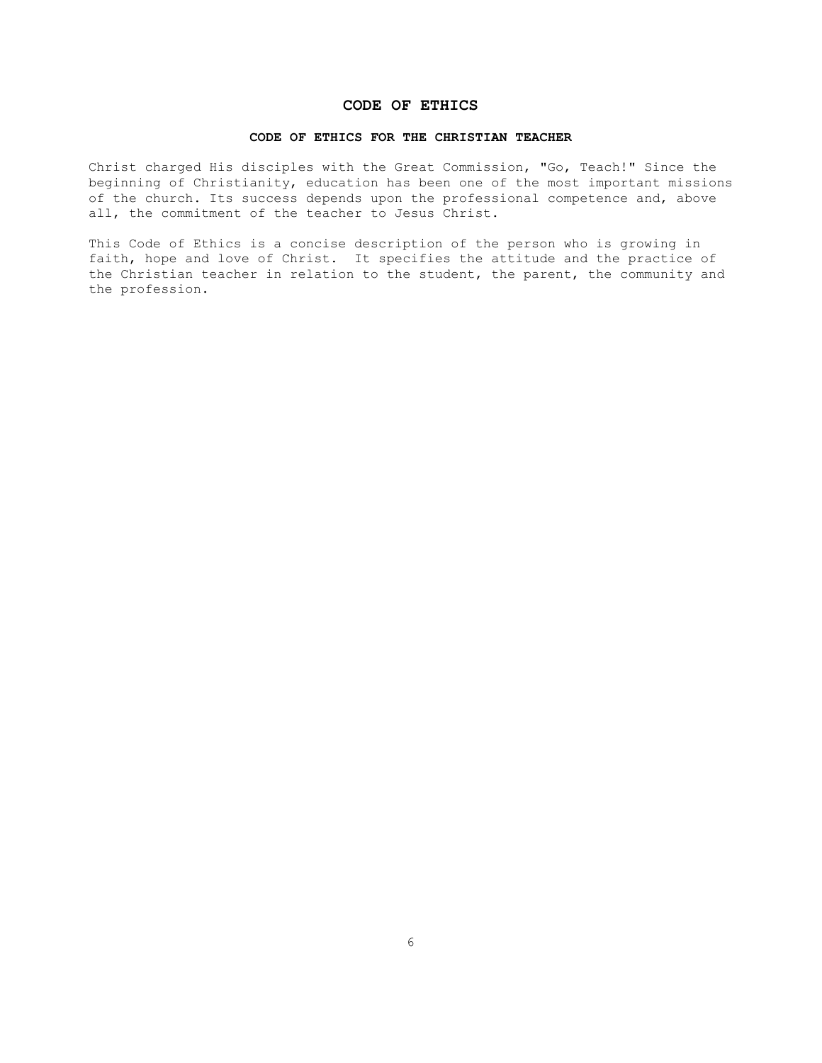# CODE OF ETHICS

## CODE OF ETHICS FOR THE CHRISTIAN TEACHER

Christ charged His disciples with the Great Commission, "Go, Teach!" Since the beginning of Christianity, education has been one of the most important missions of the church. Its success depends upon the professional competence and, above all, the commitment of the teacher to Jesus Christ.

This Code of Ethics is a concise description of the person who is growing in faith, hope and love of Christ. It specifies the attitude and the practice of the Christian teacher in relation to the student, the parent, the community and the profession.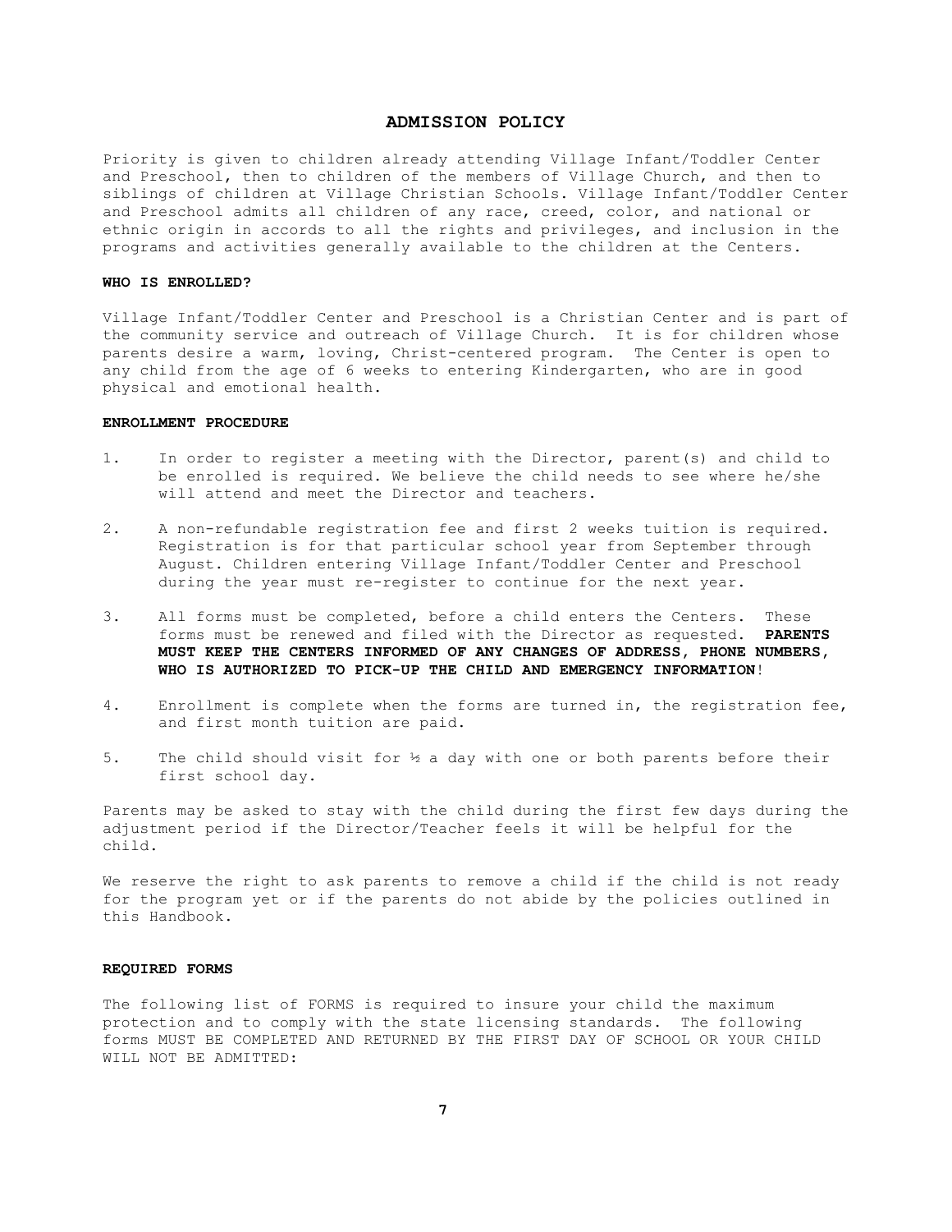# ADMISSION POLICY

Priority is given to children already attending Village Infant/Toddler Center and Preschool, then to children of the members of Village Church, and then to siblings of children at Village Christian Schools. Village Infant/Toddler Center and Preschool admits all children of any race, creed, color, and national or ethnic origin in accords to all the rights and privileges, and inclusion in the programs and activities generally available to the children at the Centers.

### WHO IS ENROLLED?

Village Infant/Toddler Center and Preschool is a Christian Center and is part of the community service and outreach of Village Church. It is for children whose parents desire a warm, loving, Christ-centered program. The Center is open to any child from the age of 6 weeks to entering Kindergarten, who are in good physical and emotional health.

### ENROLLMENT PROCEDURE

1. In order to register a meeting with the Director, parent(s) and child to be enrolled is required. We believe the child needs to see where he/she will attend and meet the Director and teachers.
2. A non-refundable registration fee and first 2 weeks tuition is required. Registration is for that particular school year from September through August. Children entering Village Infant/Toddler Center and Preschool during the year must re-register to continue for the next year.
3. All forms must be completed, before a child enters the Centers. These forms must be renewed and filed with the Director as requested. **PARENTS MUST KEEP THE CENTERS INFORMED OF ANY CHANGES OF ADDRESS, PHONE NUMBERS, WHO IS AUTHORIZED TO PICK-UP THE CHILD AND EMERGENCY INFORMATION**!
4. Enrollment is complete when the forms are turned in, the registration fee, and first month tuition are paid.
5. The child should visit for ½ a day with one or both parents before their first school day.

Parents may be asked to stay with the child during the first few days during the adjustment period if the Director/Teacher feels it will be helpful for the child.

We reserve the right to ask parents to remove a child if the child is not ready for the program yet or if the parents do not abide by the policies outlined in this Handbook.

### REQUIRED FORMS

The following list of FORMS is required to insure your child the maximum protection and to comply with the state licensing standards. The following forms MUST BE COMPLETED AND RETURNED BY THE FIRST DAY OF SCHOOL OR YOUR CHILD WILL NOT BE ADMITTED: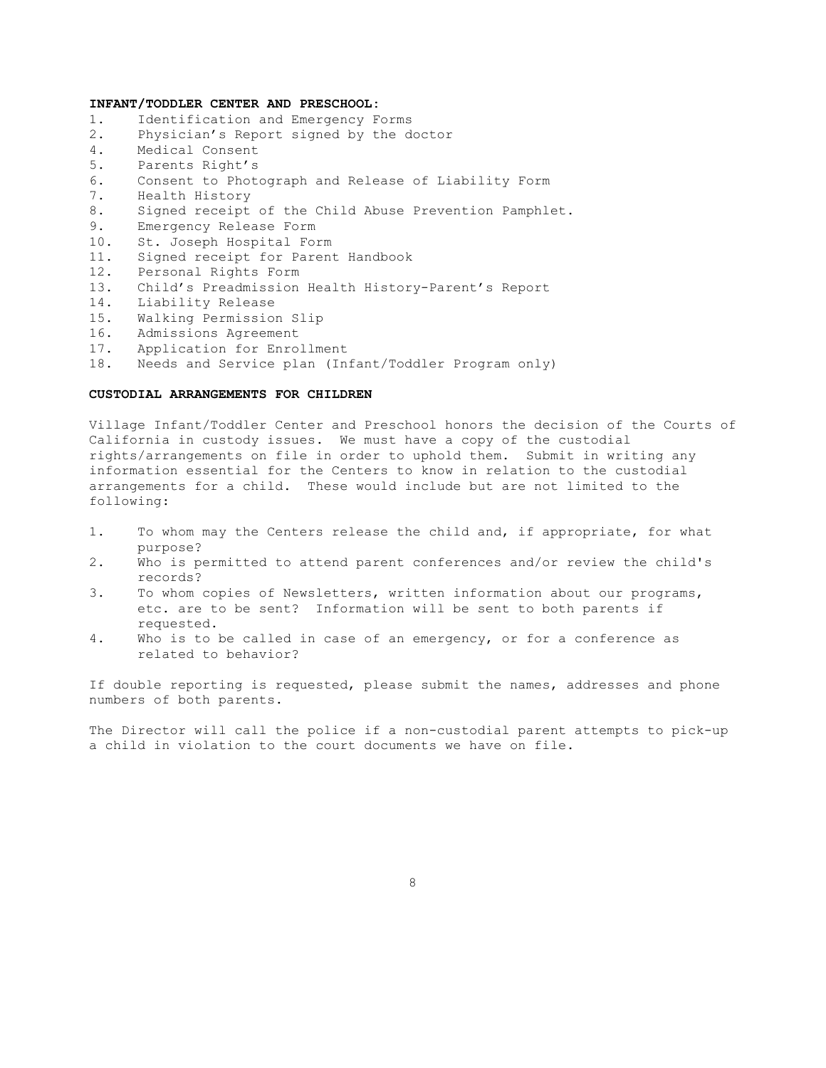**INFANT/TODDLER CENTER AND PRESCHOOL:**

1. Identification and Emergency Forms
2. Physician's Report signed by the doctor
4. Medical Consent
5. Parents Right's
6. Consent to Photograph and Release of Liability Form
7. Health History
8. Signed receipt of the Child Abuse Prevention Pamphlet.
9. Emergency Release Form
10. St. Joseph Hospital Form
11. Signed receipt for Parent Handbook
12. Personal Rights Form
13. Child's Preadmission Health History-Parent's Report
14. Liability Release
15. Walking Permission Slip
16. Admissions Agreement
17. Application for Enrollment
18. Needs and Service plan (Infant/Toddler Program only)

**CUSTODIAL ARRANGEMENTS FOR CHILDREN**

Village Infant/Toddler Center and Preschool honors the decision of the Courts of California in custody issues. We must have a copy of the custodial rights/arrangements on file in order to uphold them. Submit in writing any information essential for the Centers to know in relation to the custodial arrangements for a child. These would include but are not limited to the following:

1. To whom may the Centers release the child and, if appropriate, for what purpose?
2. Who is permitted to attend parent conferences and/or review the child's records?
3. To whom copies of Newsletters, written information about our programs, etc. are to be sent? Information will be sent to both parents if requested.
4. Who is to be called in case of an emergency, or for a conference as related to behavior?

If double reporting is requested, please submit the names, addresses and phone numbers of both parents.

The Director will call the police if a non-custodial parent attempts to pick-up a child in violation to the court documents we have on file.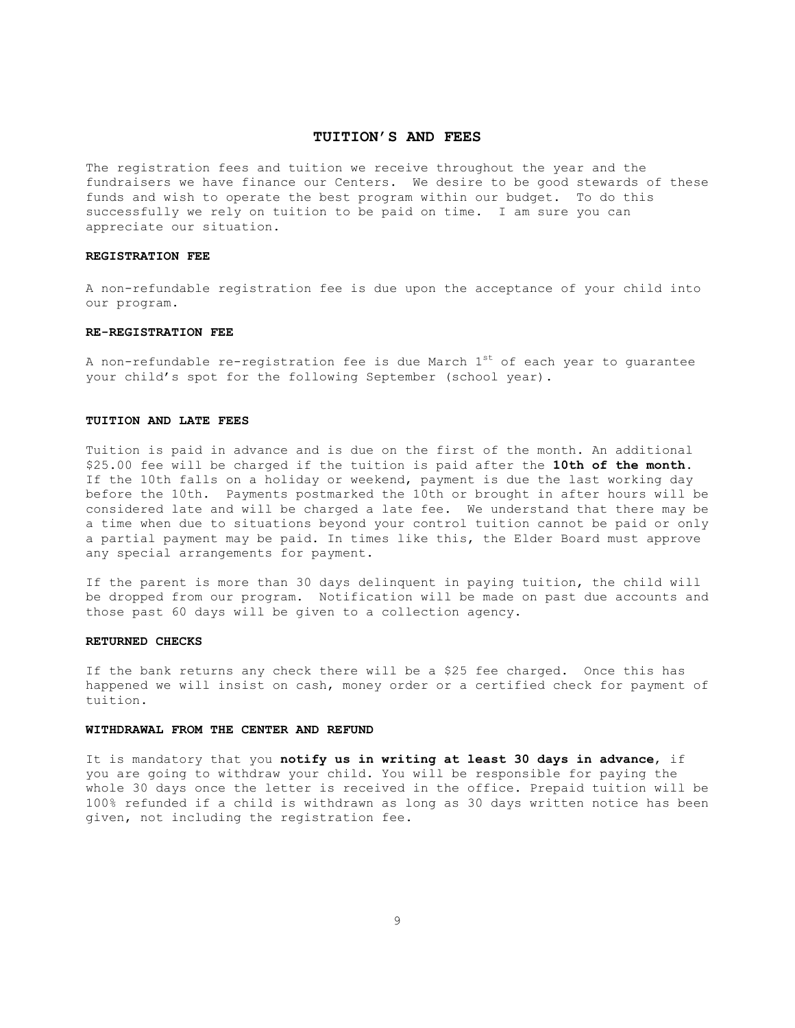# TUITION'S AND FEES

The registration fees and tuition we receive throughout the year and the fundraisers we have finance our Centers. We desire to be good stewards of these funds and wish to operate the best program within our budget. To do this successfully we rely on tuition to be paid on time. I am sure you can appreciate our situation.

### REGISTRATION FEE

A non-refundable registration fee is due upon the acceptance of your child into our program.

### RE-REGISTRATION FEE

A non-refundable re-registration fee is due March 1st of each year to guarantee your child's spot for the following September (school year).

### TUITION AND LATE FEES

Tuition is paid in advance and is due on the first of the month. An additional $25.00 fee will be charged if the tuition is paid after the **10th of the month**. If the 10th falls on a holiday or weekend, payment is due the last working day before the 10th. Payments postmarked the 10th or brought in after hours will be considered late and will be charged a late fee. We understand that there may be a time when due to situations beyond your control tuition cannot be paid or only a partial payment may be paid. In times like this, the Elder Board must approve any special arrangements for payment.

If the parent is more than 30 days delinquent in paying tuition, the child will be dropped from our program. Notification will be made on past due accounts and those past 60 days will be given to a collection agency.

### RETURNED CHECKS

If the bank returns any check there will be a $25 fee charged. Once this has happened we will insist on cash, money order or a certified check for payment of tuition.

### WITHDRAWAL FROM THE CENTER AND REFUND

It is mandatory that you **notify us in writing at least 30 days in advance**, if you are going to withdraw your child. You will be responsible for paying the whole 30 days once the letter is received in the office. Prepaid tuition will be 100% refunded if a child is withdrawn as long as 30 days written notice has been given, not including the registration fee.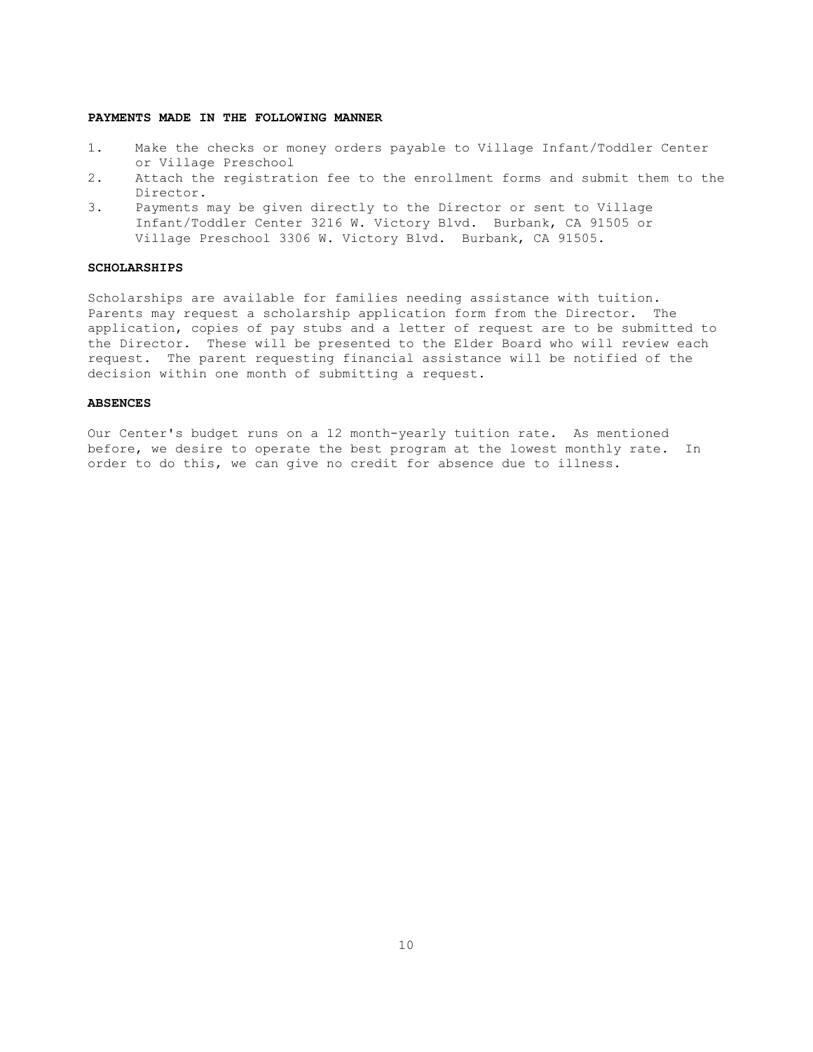### PAYMENTS MADE IN THE FOLLOWING MANNER

1. Make the checks or money orders payable to Village Infant/Toddler Center or Village Preschool
2. Attach the registration fee to the enrollment forms and submit them to the Director.
3. Payments may be given directly to the Director or sent to Village Infant/Toddler Center 3216 W. Victory Blvd. Burbank, CA 91505 or Village Preschool 3306 W. Victory Blvd. Burbank, CA 91505.

### SCHOLARSHIPS

Scholarships are available for families needing assistance with tuition. Parents may request a scholarship application form from the Director. The application, copies of pay stubs and a letter of request are to be submitted to the Director. These will be presented to the Elder Board who will review each request. The parent requesting financial assistance will be notified of the decision within one month of submitting a request.

### ABSENCES

Our Center's budget runs on a 12 month-yearly tuition rate. As mentioned before, we desire to operate the best program at the lowest monthly rate. In order to do this, we can give no credit for absence due to illness.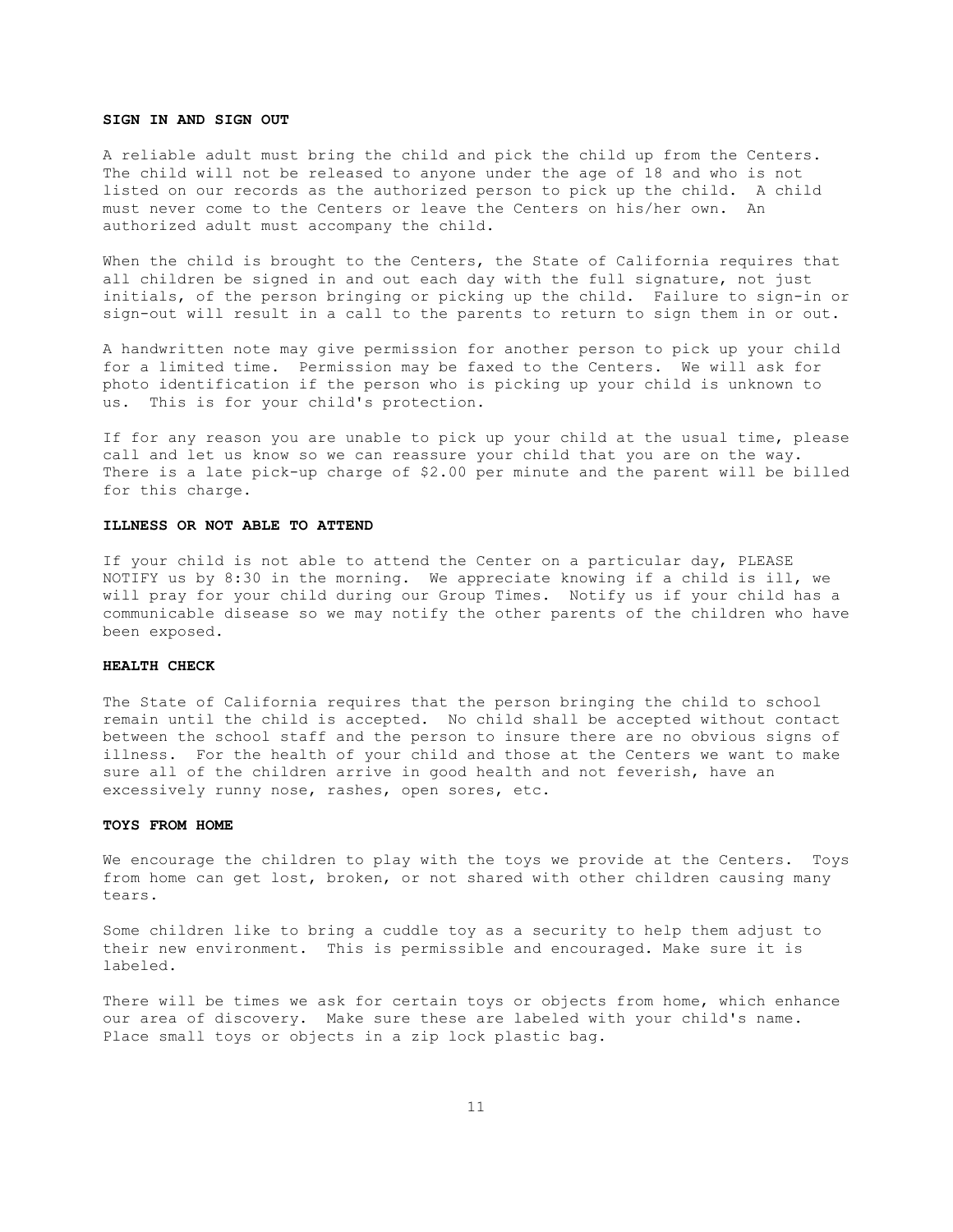**SIGN IN AND SIGN OUT**

A reliable adult must bring the child and pick the child up from the Centers. The child will not be released to anyone under the age of 18 and who is not listed on our records as the authorized person to pick up the child. A child must never come to the Centers or leave the Centers on his/her own. An authorized adult must accompany the child.

When the child is brought to the Centers, the State of California requires that all children be signed in and out each day with the full signature, not just initials, of the person bringing or picking up the child. Failure to sign-in or sign-out will result in a call to the parents to return to sign them in or out.

A handwritten note may give permission for another person to pick up your child for a limited time. Permission may be faxed to the Centers. We will ask for photo identification if the person who is picking up your child is unknown to us. This is for your child's protection.

If for any reason you are unable to pick up your child at the usual time, please call and let us know so we can reassure your child that you are on the way. There is a late pick-up charge of $2.00 per minute and the parent will be billed for this charge.

**ILLNESS OR NOT ABLE TO ATTEND**

If your child is not able to attend the Center on a particular day, PLEASE NOTIFY us by 8:30 in the morning. We appreciate knowing if a child is ill, we will pray for your child during our Group Times. Notify us if your child has a communicable disease so we may notify the other parents of the children who have been exposed.

**HEALTH CHECK**

The State of California requires that the person bringing the child to school remain until the child is accepted. No child shall be accepted without contact between the school staff and the person to insure there are no obvious signs of illness. For the health of your child and those at the Centers we want to make sure all of the children arrive in good health and not feverish, have an excessively runny nose, rashes, open sores, etc.

**TOYS FROM HOME**

We encourage the children to play with the toys we provide at the Centers. Toys from home can get lost, broken, or not shared with other children causing many tears.

Some children like to bring a cuddle toy as a security to help them adjust to their new environment. This is permissible and encouraged. Make sure it is labeled.

There will be times we ask for certain toys or objects from home, which enhance our area of discovery. Make sure these are labeled with your child's name. Place small toys or objects in a zip lock plastic bag.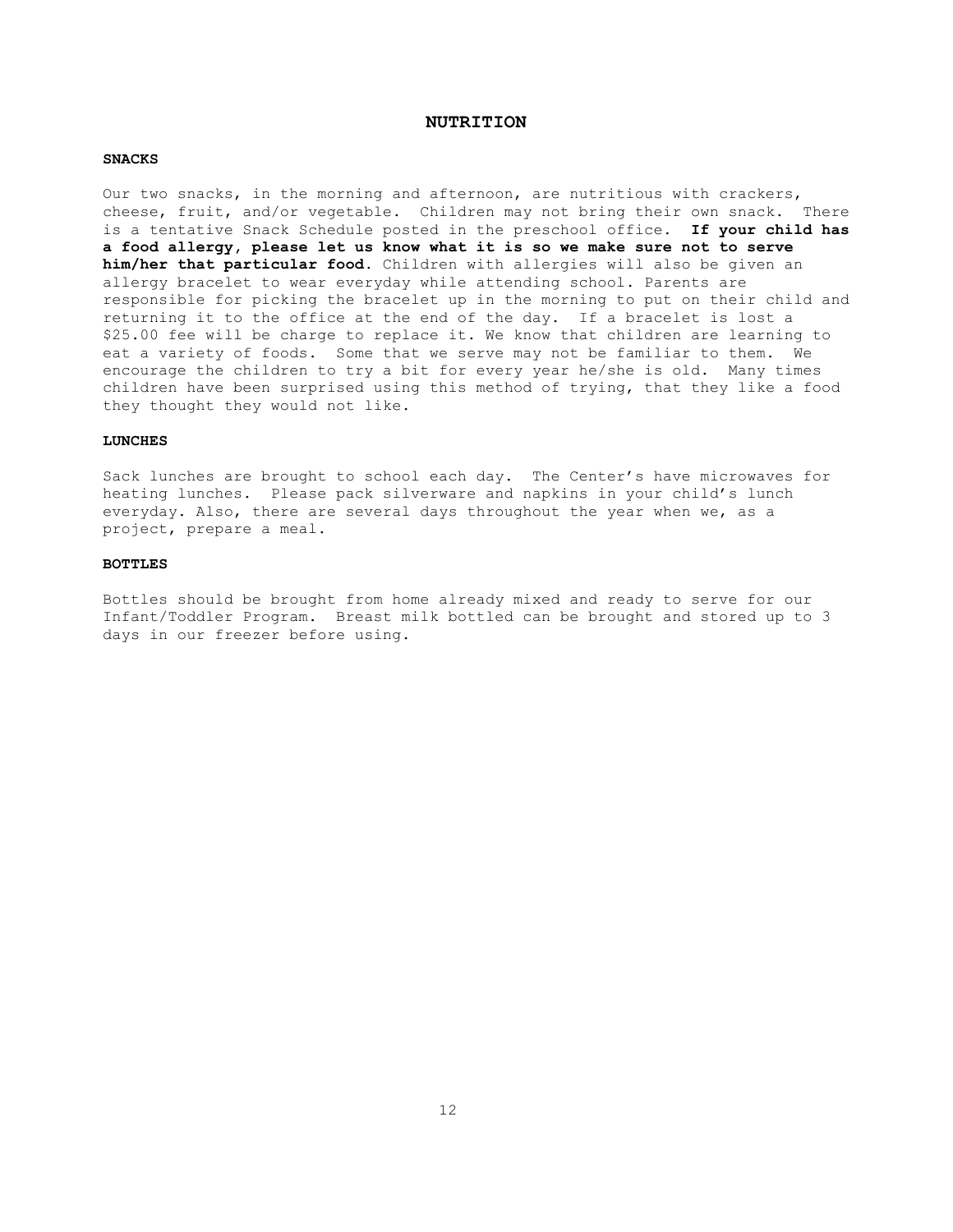# NUTRITION

## SNACKS

Our two snacks, in the morning and afternoon, are nutritious with crackers, cheese, fruit, and/or vegetable. Children may not bring their own snack. There is a tentative Snack Schedule posted in the preschool office. **If your child has a food allergy, please let us know what it is so we make sure not to serve him/her that particular food.** Children with allergies will also be given an allergy bracelet to wear everyday while attending school. Parents are responsible for picking the bracelet up in the morning to put on their child and returning it to the office at the end of the day. If a bracelet is lost a $25.00 fee will be charge to replace it. We know that children are learning to eat a variety of foods. Some that we serve may not be familiar to them. We encourage the children to try a bit for every year he/she is old. Many times children have been surprised using this method of trying, that they like a food they thought they would not like.

## LUNCHES

Sack lunches are brought to school each day. The Center's have microwaves for heating lunches. Please pack silverware and napkins in your child's lunch everyday. Also, there are several days throughout the year when we, as a project, prepare a meal.

## BOTTLES

Bottles should be brought from home already mixed and ready to serve for our Infant/Toddler Program. Breast milk bottled can be brought and stored up to 3 days in our freezer before using.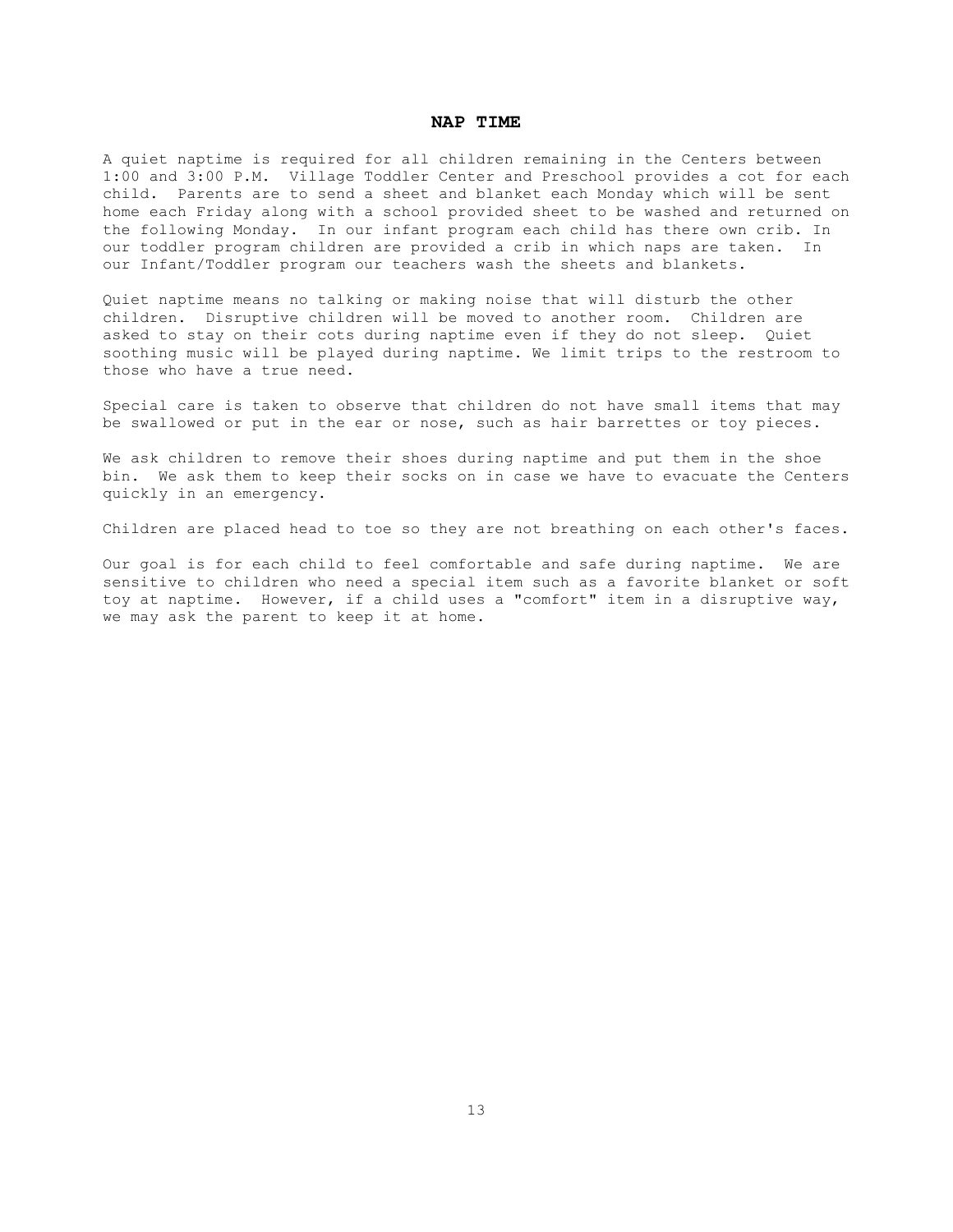## NAP TIME

A quiet naptime is required for all children remaining in the Centers between 1:00 and 3:00 P.M. Village Toddler Center and Preschool provides a cot for each child. Parents are to send a sheet and blanket each Monday which will be sent home each Friday along with a school provided sheet to be washed and returned on the following Monday. In our infant program each child has there own crib. In our toddler program children are provided a crib in which naps are taken. In our Infant/Toddler program our teachers wash the sheets and blankets.

Quiet naptime means no talking or making noise that will disturb the other children. Disruptive children will be moved to another room. Children are asked to stay on their cots during naptime even if they do not sleep. Quiet soothing music will be played during naptime. We limit trips to the restroom to those who have a true need.

Special care is taken to observe that children do not have small items that may be swallowed or put in the ear or nose, such as hair barrettes or toy pieces.

We ask children to remove their shoes during naptime and put them in the shoe bin. We ask them to keep their socks on in case we have to evacuate the Centers quickly in an emergency.

Children are placed head to toe so they are not breathing on each other's faces.

Our goal is for each child to feel comfortable and safe during naptime. We are sensitive to children who need a special item such as a favorite blanket or soft toy at naptime. However, if a child uses a "comfort" item in a disruptive way, we may ask the parent to keep it at home.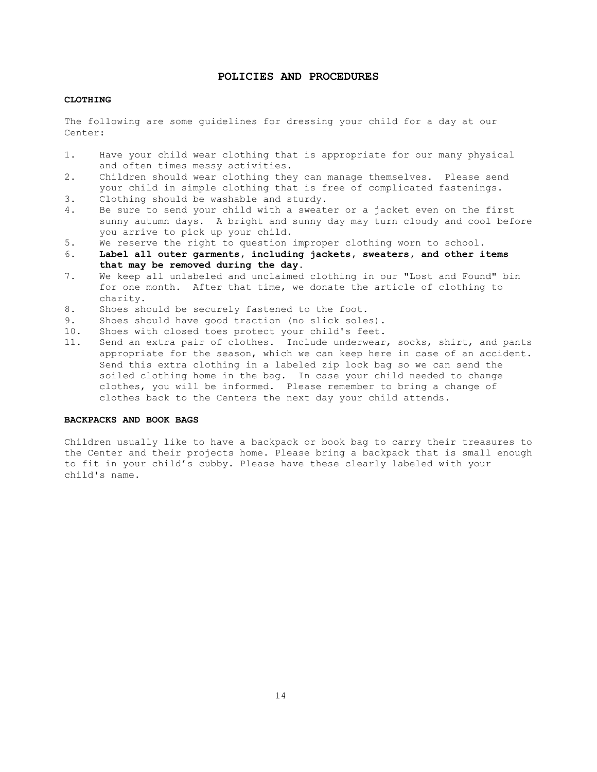# POLICIES AND PROCEDURES

### CLOTHING

The following are some guidelines for dressing your child for a day at our Center:

1. Have your child wear clothing that is appropriate for our many physical and often times messy activities.
2. Children should wear clothing they can manage themselves. Please send your child in simple clothing that is free of complicated fastenings.
3. Clothing should be washable and sturdy.
4. Be sure to send your child with a sweater or a jacket even on the first sunny autumn days. A bright and sunny day may turn cloudy and cool before you arrive to pick up your child.
5. We reserve the right to question improper clothing worn to school.
6. **Label all outer garments, including jackets, sweaters, and other items that may be removed during the day.**
7. We keep all unlabeled and unclaimed clothing in our "Lost and Found" bin for one month. After that time, we donate the article of clothing to charity.
8. Shoes should be securely fastened to the foot.
9. Shoes should have good traction (no slick soles).
10. Shoes with closed toes protect your child's feet.
11. Send an extra pair of clothes. Include underwear, socks, shirt, and pants appropriate for the season, which we can keep here in case of an accident. Send this extra clothing in a labeled zip lock bag so we can send the soiled clothing home in the bag. In case your child needed to change clothes, you will be informed. Please remember to bring a change of clothes back to the Centers the next day your child attends.

### BACKPACKS AND BOOK BAGS

Children usually like to have a backpack or book bag to carry their treasures to the Center and their projects home. Please bring a backpack that is small enough to fit in your child’s cubby. Please have these clearly labeled with your child's name.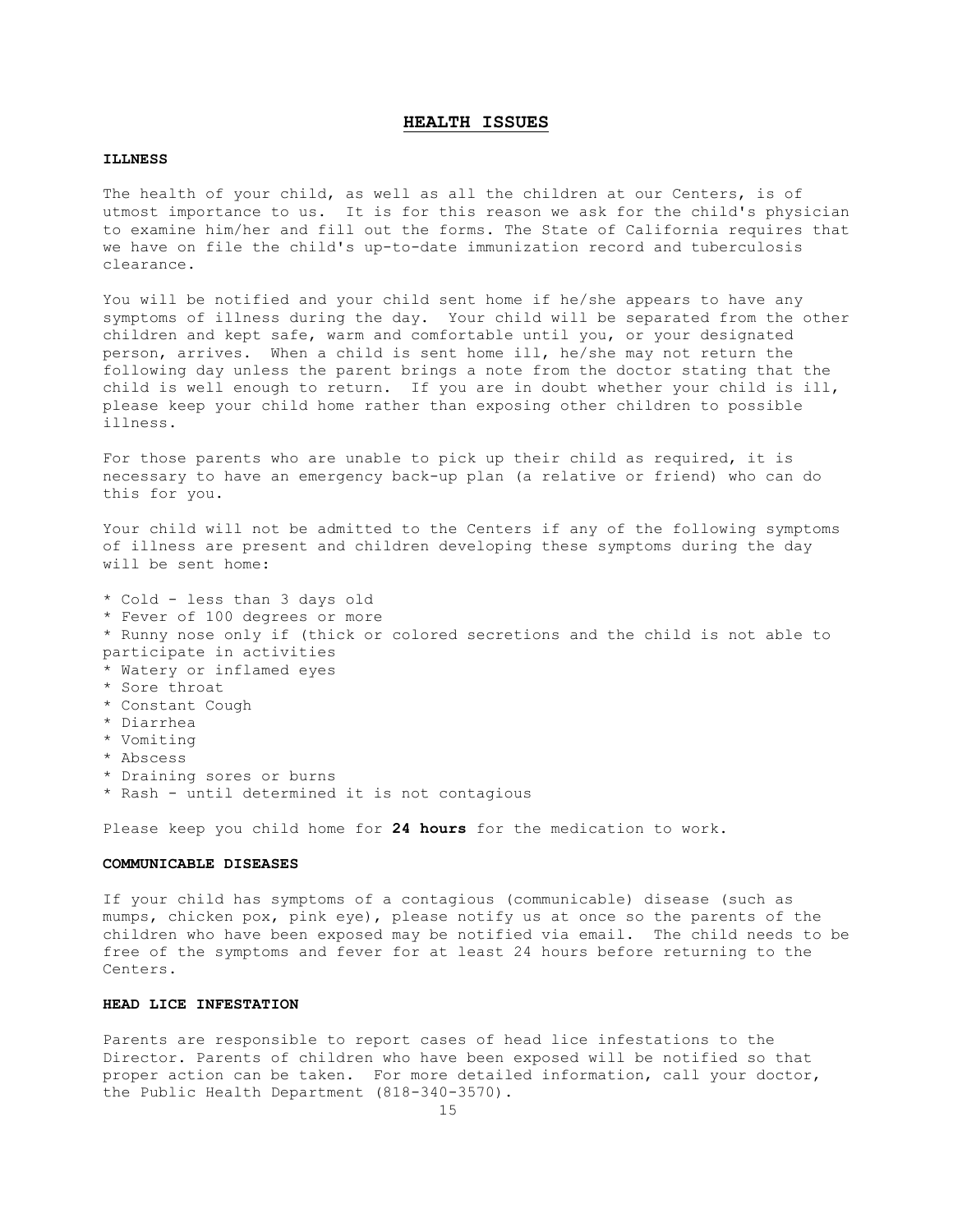# HEALTH ISSUES

### ILLNESS

The health of your child, as well as all the children at our Centers, is of utmost importance to us. It is for this reason we ask for the child's physician to examine him/her and fill out the forms. The State of California requires that we have on file the child's up-to-date immunization record and tuberculosis clearance.

You will be notified and your child sent home if he/she appears to have any symptoms of illness during the day. Your child will be separated from the other children and kept safe, warm and comfortable until you, or your designated person, arrives. When a child is sent home ill, he/she may not return the following day unless the parent brings a note from the doctor stating that the child is well enough to return. If you are in doubt whether your child is ill, please keep your child home rather than exposing other children to possible illness.

For those parents who are unable to pick up their child as required, it is necessary to have an emergency back-up plan (a relative or friend) who can do this for you.

Your child will not be admitted to the Centers if any of the following symptoms of illness are present and children developing these symptoms during the day will be sent home:

* Cold - less than 3 days old
* Fever of 100 degrees or more
* Runny nose only if (thick or colored secretions and the child is not able to participate in activities
* Watery or inflamed eyes
* Sore throat
* Constant Cough
* Diarrhea
* Vomiting
* Abscess
* Draining sores or burns
* Rash - until determined it is not contagious

Please keep you child home for **24 hours** for the medication to work.

### COMMUNICABLE DISEASES

If your child has symptoms of a contagious (communicable) disease (such as mumps, chicken pox, pink eye), please notify us at once so the parents of the children who have been exposed may be notified via email. The child needs to be free of the symptoms and fever for at least 24 hours before returning to the Centers.

### HEAD LICE INFESTATION

Parents are responsible to report cases of head lice infestations to the Director. Parents of children who have been exposed will be notified so that proper action can be taken. For more detailed information, call your doctor, the Public Health Department (818-340-3570).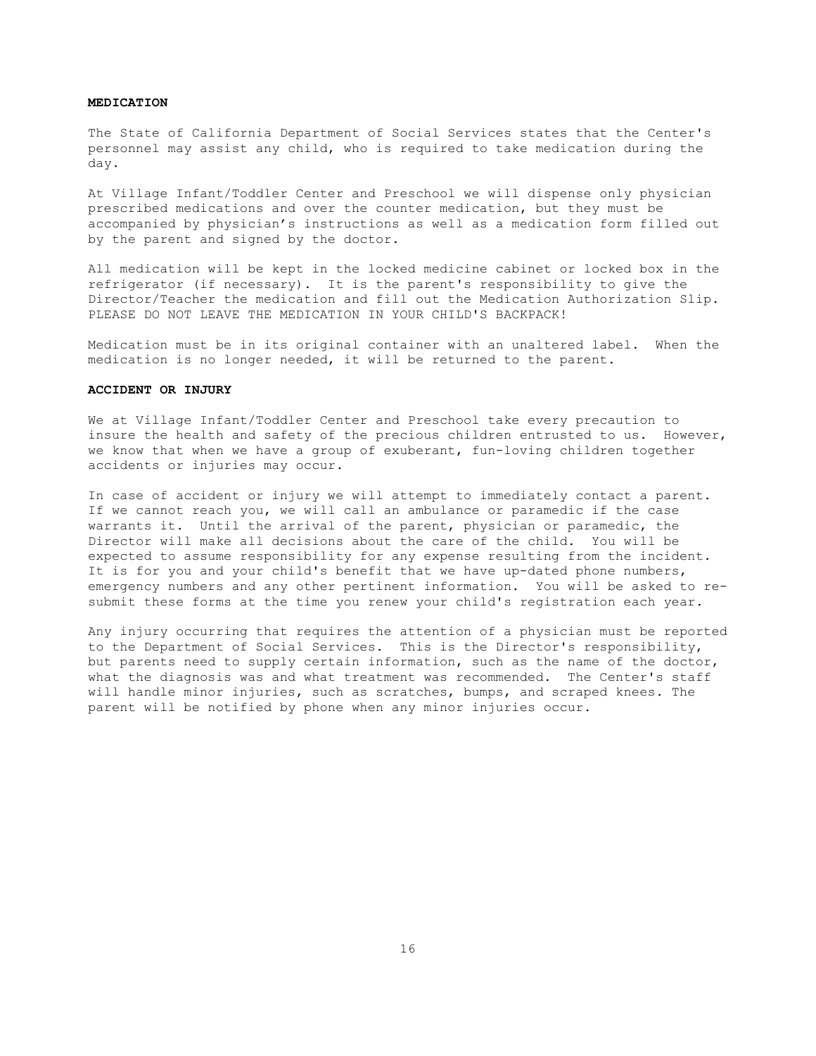**MEDICATION**

The State of California Department of Social Services states that the Center's personnel may assist any child, who is required to take medication during the day.

At Village Infant/Toddler Center and Preschool we will dispense only physician prescribed medications and over the counter medication, but they must be accompanied by physician's instructions as well as a medication form filled out by the parent and signed by the doctor.

All medication will be kept in the locked medicine cabinet or locked box in the refrigerator (if necessary). It is the parent's responsibility to give the Director/Teacher the medication and fill out the Medication Authorization Slip. PLEASE DO NOT LEAVE THE MEDICATION IN YOUR CHILD'S BACKPACK!

Medication must be in its original container with an unaltered label. When the medication is no longer needed, it will be returned to the parent.

**ACCIDENT OR INJURY**

We at Village Infant/Toddler Center and Preschool take every precaution to insure the health and safety of the precious children entrusted to us. However, we know that when we have a group of exuberant, fun-loving children together accidents or injuries may occur.

In case of accident or injury we will attempt to immediately contact a parent. If we cannot reach you, we will call an ambulance or paramedic if the case warrants it. Until the arrival of the parent, physician or paramedic, the Director will make all decisions about the care of the child. You will be expected to assume responsibility for any expense resulting from the incident. It is for you and your child's benefit that we have up-dated phone numbers, emergency numbers and any other pertinent information. You will be asked to re-submit these forms at the time you renew your child's registration each year.

Any injury occurring that requires the attention of a physician must be reported to the Department of Social Services. This is the Director's responsibility, but parents need to supply certain information, such as the name of the doctor, what the diagnosis was and what treatment was recommended. The Center's staff will handle minor injuries, such as scratches, bumps, and scraped knees. The parent will be notified by phone when any minor injuries occur.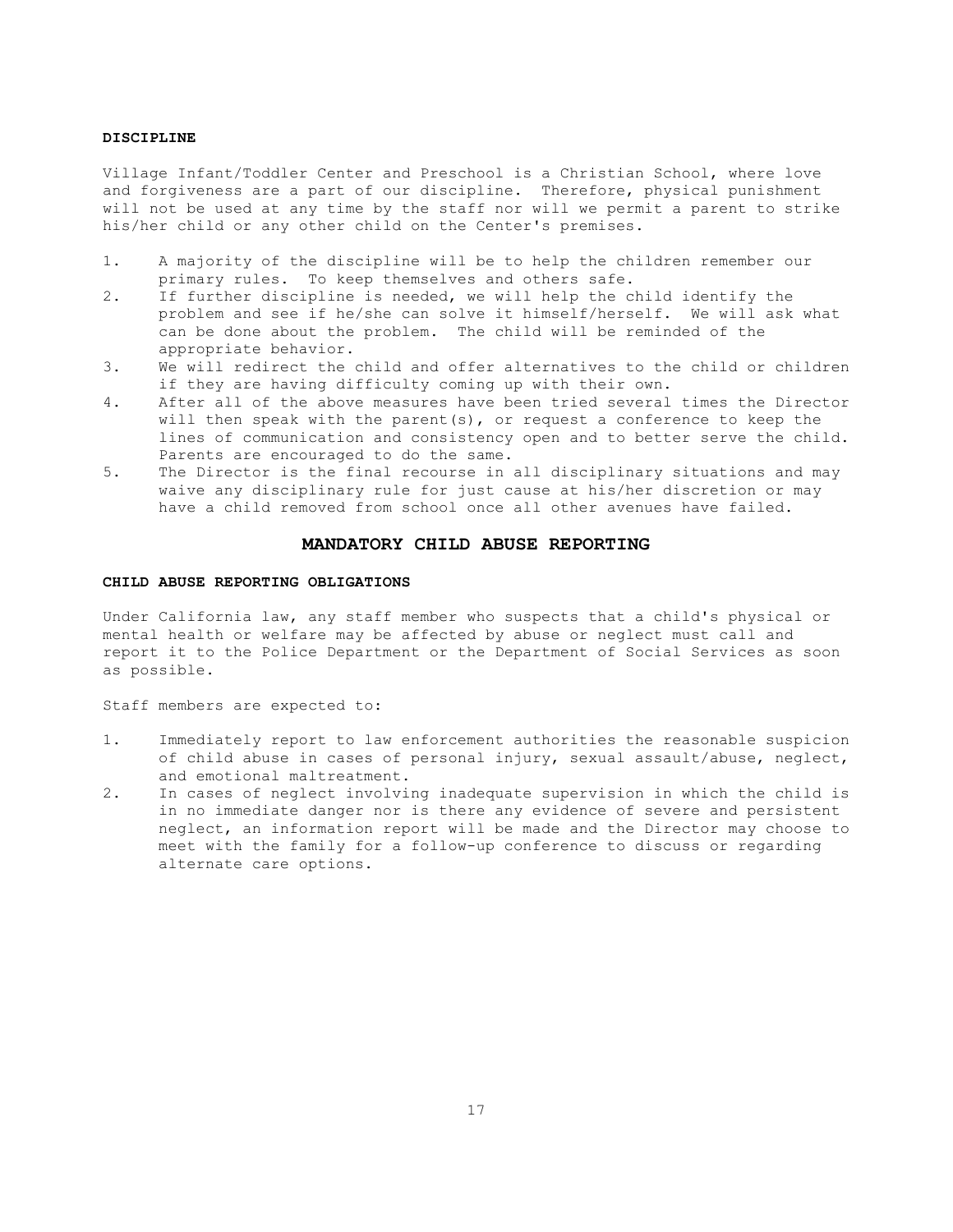**DISCIPLINE**

Village Infant/Toddler Center and Preschool is a Christian School, where love and forgiveness are a part of our discipline. Therefore, physical punishment will not be used at any time by the staff nor will we permit a parent to strike his/her child or any other child on the Center's premises.

1. A majority of the discipline will be to help the children remember our primary rules. To keep themselves and others safe.
2. If further discipline is needed, we will help the child identify the problem and see if he/she can solve it himself/herself. We will ask what can be done about the problem. The child will be reminded of the appropriate behavior.
3. We will redirect the child and offer alternatives to the child or children if they are having difficulty coming up with their own.
4. After all of the above measures have been tried several times the Director will then speak with the parent(s), or request a conference to keep the lines of communication and consistency open and to better serve the child. Parents are encouraged to do the same.
5. The Director is the final recourse in all disciplinary situations and may waive any disciplinary rule for just cause at his/her discretion or may have a child removed from school once all other avenues have failed.

## MANDATORY CHILD ABUSE REPORTING

**CHILD ABUSE REPORTING OBLIGATIONS**

Under California law, any staff member who suspects that a child's physical or mental health or welfare may be affected by abuse or neglect must call and report it to the Police Department or the Department of Social Services as soon as possible.

Staff members are expected to:

1. Immediately report to law enforcement authorities the reasonable suspicion of child abuse in cases of personal injury, sexual assault/abuse, neglect, and emotional maltreatment.
2. In cases of neglect involving inadequate supervision in which the child is in no immediate danger nor is there any evidence of severe and persistent neglect, an information report will be made and the Director may choose to meet with the family for a follow-up conference to discuss or regarding alternate care options.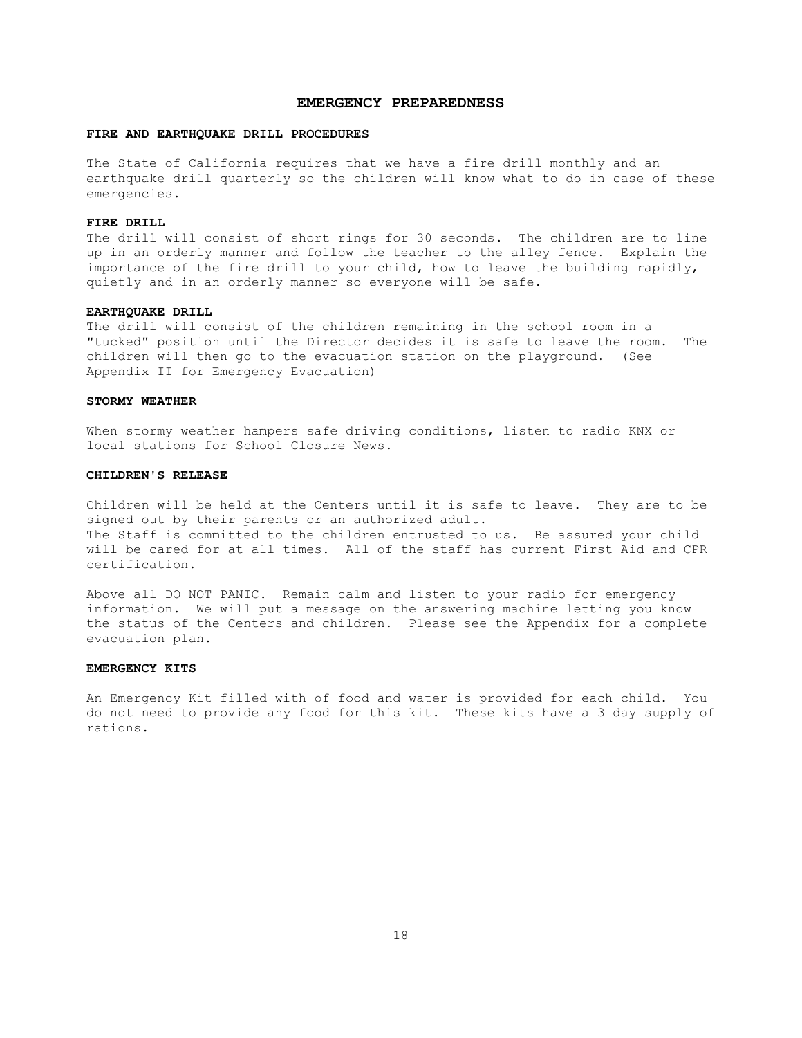# EMERGENCY PREPAREDNESS

## FIRE AND EARTHQUAKE DRILL PROCEDURES

The State of California requires that we have a fire drill monthly and an earthquake drill quarterly so the children will know what to do in case of these emergencies.

### FIRE DRILL

The drill will consist of short rings for 30 seconds. The children are to line up in an orderly manner and follow the teacher to the alley fence. Explain the importance of the fire drill to your child, how to leave the building rapidly, quietly and in an orderly manner so everyone will be safe.

### EARTHQUAKE DRILL

The drill will consist of the children remaining in the school room in a "tucked" position until the Director decides it is safe to leave the room. The children will then go to the evacuation station on the playground. (See Appendix II for Emergency Evacuation)

## STORMY WEATHER

When stormy weather hampers safe driving conditions, listen to radio KNX or local stations for School Closure News.

## CHILDREN'S RELEASE

Children will be held at the Centers until it is safe to leave. They are to be signed out by their parents or an authorized adult.
The Staff is committed to the children entrusted to us. Be assured your child will be cared for at all times. All of the staff has current First Aid and CPR certification.

Above all DO NOT PANIC. Remain calm and listen to your radio for emergency information. We will put a message on the answering machine letting you know the status of the Centers and children. Please see the Appendix for a complete evacuation plan.

## EMERGENCY KITS

An Emergency Kit filled with of food and water is provided for each child. You do not need to provide any food for this kit. These kits have a 3 day supply of rations.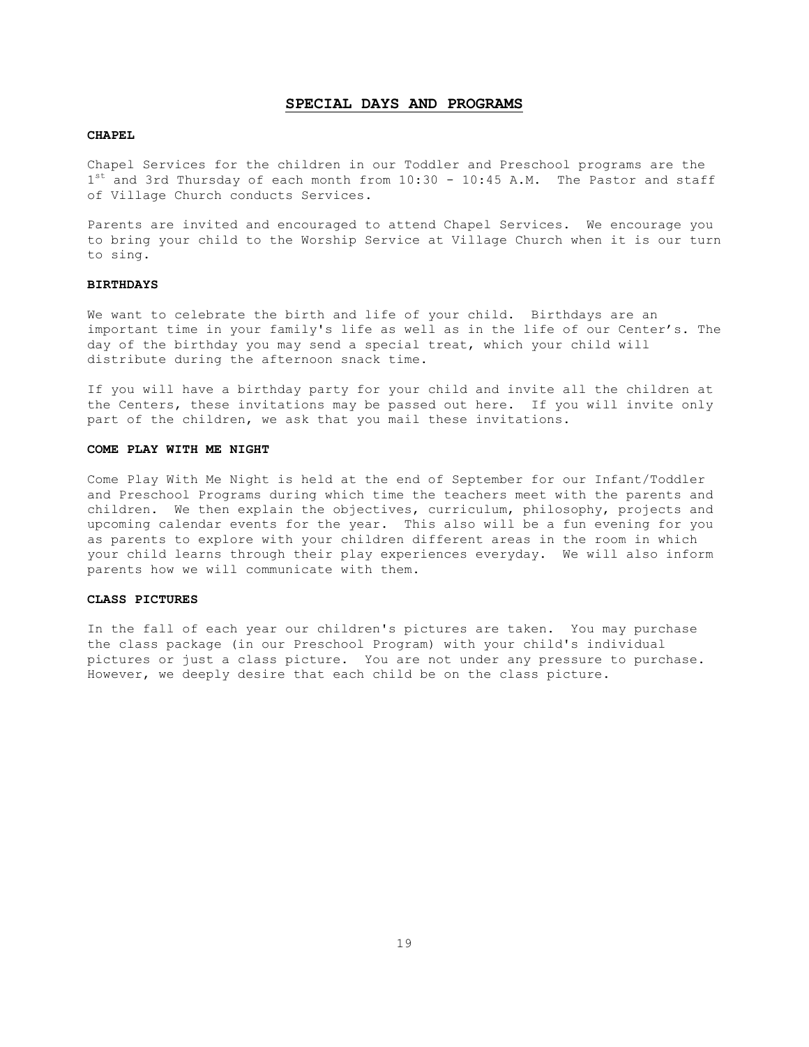## SPECIAL DAYS AND PROGRAMS

**CHAPEL**

Chapel Services for the children in our Toddler and Preschool programs are the 1st and 3rd Thursday of each month from 10:30 - 10:45 A.M. The Pastor and staff of Village Church conducts Services.

Parents are invited and encouraged to attend Chapel Services. We encourage you to bring your child to the Worship Service at Village Church when it is our turn to sing.

**BIRTHDAYS**

We want to celebrate the birth and life of your child. Birthdays are an important time in your family's life as well as in the life of our Center's. The day of the birthday you may send a special treat, which your child will distribute during the afternoon snack time.

If you will have a birthday party for your child and invite all the children at the Centers, these invitations may be passed out here. If you will invite only part of the children, we ask that you mail these invitations.

**COME PLAY WITH ME NIGHT**

Come Play With Me Night is held at the end of September for our Infant/Toddler and Preschool Programs during which time the teachers meet with the parents and children. We then explain the objectives, curriculum, philosophy, projects and upcoming calendar events for the year. This also will be a fun evening for you as parents to explore with your children different areas in the room in which your child learns through their play experiences everyday. We will also inform parents how we will communicate with them.

**CLASS PICTURES**

In the fall of each year our children's pictures are taken. You may purchase the class package (in our Preschool Program) with your child's individual pictures or just a class picture. You are not under any pressure to purchase. However, we deeply desire that each child be on the class picture.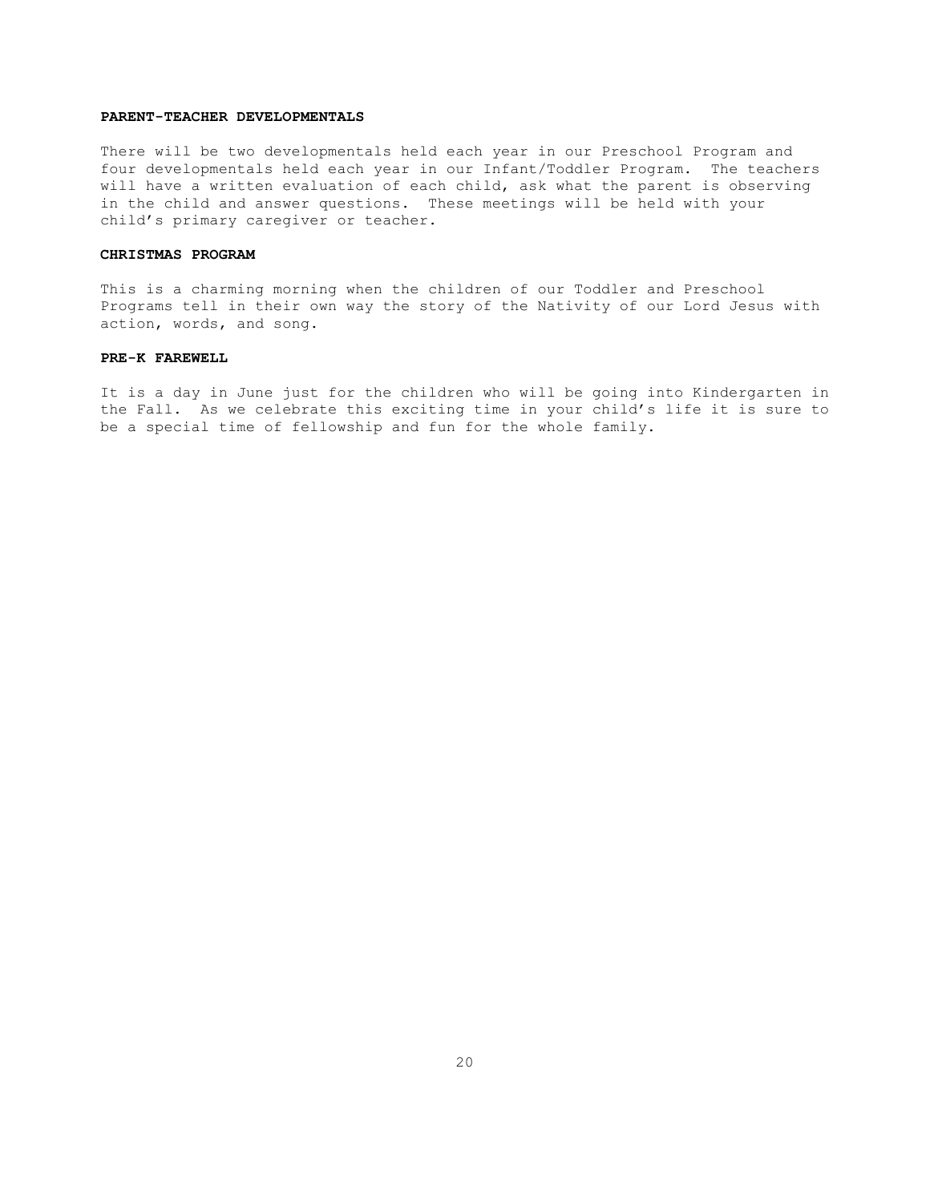**PARENT-TEACHER DEVELOPMENTALS**

There will be two developmentals held each year in our Preschool Program and four developmentals held each year in our Infant/Toddler Program. The teachers will have a written evaluation of each child, ask what the parent is observing in the child and answer questions. These meetings will be held with your child's primary caregiver or teacher.

**CHRISTMAS PROGRAM**

This is a charming morning when the children of our Toddler and Preschool Programs tell in their own way the story of the Nativity of our Lord Jesus with action, words, and song.

**PRE-K FAREWELL**

It is a day in June just for the children who will be going into Kindergarten in the Fall. As we celebrate this exciting time in your child's life it is sure to be a special time of fellowship and fun for the whole family.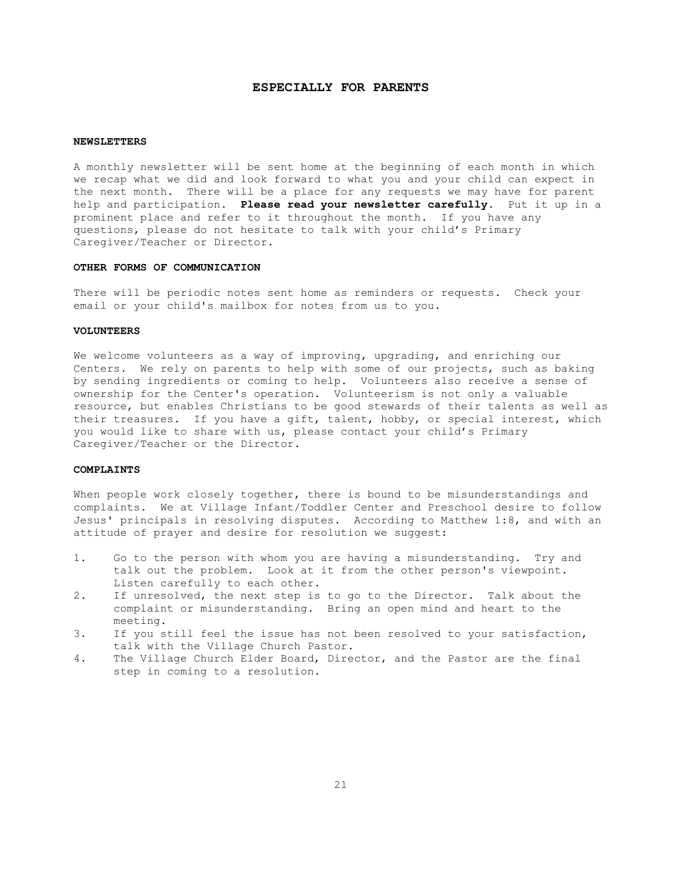# ESPECIALLY FOR PARENTS

## NEWSLETTERS

A monthly newsletter will be sent home at the beginning of each month in which we recap what we did and look forward to what you and your child can expect in the next month. There will be a place for any requests we may have for parent help and participation. **Please read your newsletter carefully**. Put it up in a prominent place and refer to it throughout the month. If you have any questions, please do not hesitate to talk with your child's Primary Caregiver/Teacher or Director.

## OTHER FORMS OF COMMUNICATION

There will be periodic notes sent home as reminders or requests. Check your email or your child's mailbox for notes from us to you.

## VOLUNTEERS

We welcome volunteers as a way of improving, upgrading, and enriching our Centers. We rely on parents to help with some of our projects, such as baking by sending ingredients or coming to help. Volunteers also receive a sense of ownership for the Center's operation. Volunteerism is not only a valuable resource, but enables Christians to be good stewards of their talents as well as their treasures. If you have a gift, talent, hobby, or special interest, which you would like to share with us, please contact your child's Primary Caregiver/Teacher or the Director.

## COMPLAINTS

When people work closely together, there is bound to be misunderstandings and complaints. We at Village Infant/Toddler Center and Preschool desire to follow Jesus' principals in resolving disputes. According to Matthew 1:8, and with an attitude of prayer and desire for resolution we suggest:

1. Go to the person with whom you are having a misunderstanding. Try and talk out the problem. Look at it from the other person's viewpoint. Listen carefully to each other.
2. If unresolved, the next step is to go to the Director. Talk about the complaint or misunderstanding. Bring an open mind and heart to the meeting.
3. If you still feel the issue has not been resolved to your satisfaction, talk with the Village Church Pastor.
4. The Village Church Elder Board, Director, and the Pastor are the final step in coming to a resolution.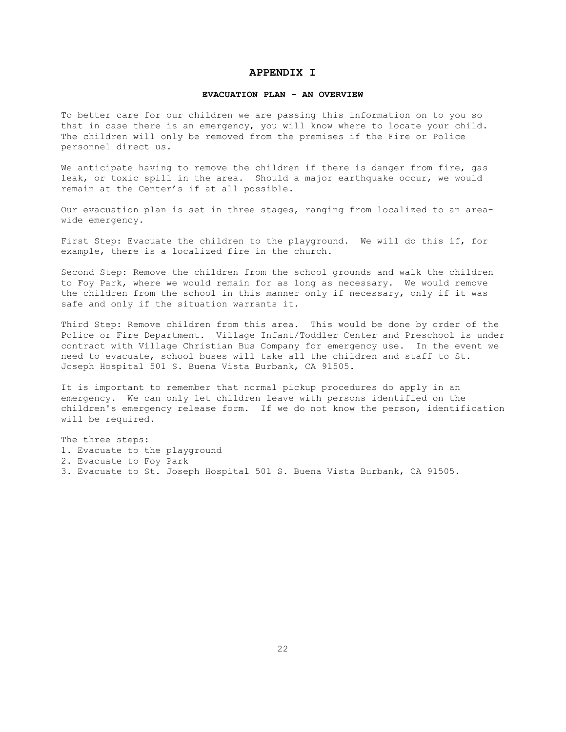# APPENDIX I

## EVACUATION PLAN - AN OVERVIEW

To better care for our children we are passing this information on to you so that in case there is an emergency, you will know where to locate your child. The children will only be removed from the premises if the Fire or Police personnel direct us.

We anticipate having to remove the children if there is danger from fire, gas leak, or toxic spill in the area. Should a major earthquake occur, we would remain at the Center's if at all possible.

Our evacuation plan is set in three stages, ranging from localized to an area-wide emergency.

First Step: Evacuate the children to the playground. We will do this if, for example, there is a localized fire in the church.

Second Step: Remove the children from the school grounds and walk the children to Foy Park, where we would remain for as long as necessary. We would remove the children from the school in this manner only if necessary, only if it was safe and only if the situation warrants it.

Third Step: Remove children from this area. This would be done by order of the Police or Fire Department. Village Infant/Toddler Center and Preschool is under contract with Village Christian Bus Company for emergency use. In the event we need to evacuate, school buses will take all the children and staff to St. Joseph Hospital 501 S. Buena Vista Burbank, CA 91505.

It is important to remember that normal pickup procedures do apply in an emergency. We can only let children leave with persons identified on the children's emergency release form. If we do not know the person, identification will be required.

The three steps:

1. Evacuate to the playground
2. Evacuate to Foy Park
3. Evacuate to St. Joseph Hospital 501 S. Buena Vista Burbank, CA 91505.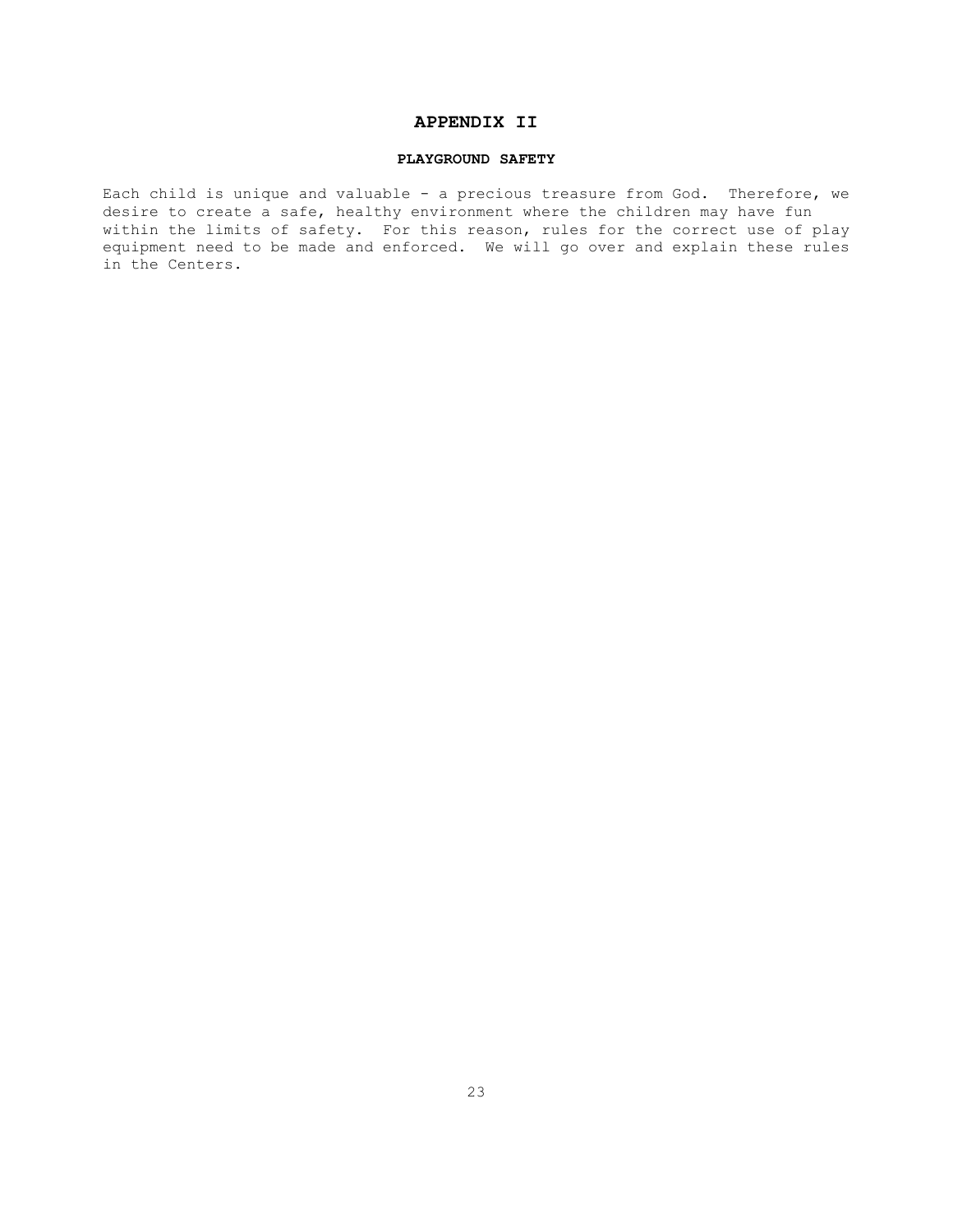# APPENDIX II

## PLAYGROUND SAFETY

Each child is unique and valuable - a precious treasure from God. Therefore, we desire to create a safe, healthy environment where the children may have fun within the limits of safety. For this reason, rules for the correct use of play equipment need to be made and enforced. We will go over and explain these rules in the Centers.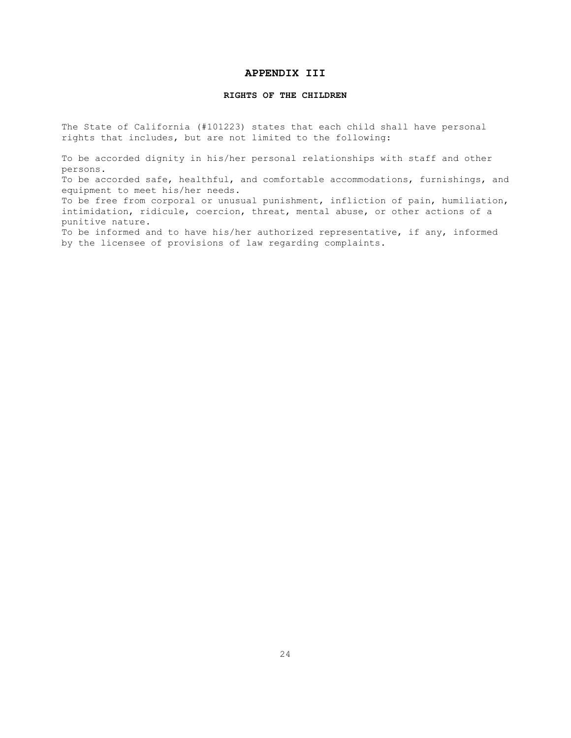# APPENDIX III

## RIGHTS OF THE CHILDREN

The State of California (#101223) states that each child shall have personal rights that includes, but are not limited to the following:

To be accorded dignity in his/her personal relationships with staff and other persons.
To be accorded safe, healthful, and comfortable accommodations, furnishings, and equipment to meet his/her needs.
To be free from corporal or unusual punishment, infliction of pain, humiliation, intimidation, ridicule, coercion, threat, mental abuse, or other actions of a punitive nature.
To be informed and to have his/her authorized representative, if any, informed by the licensee of provisions of law regarding complaints.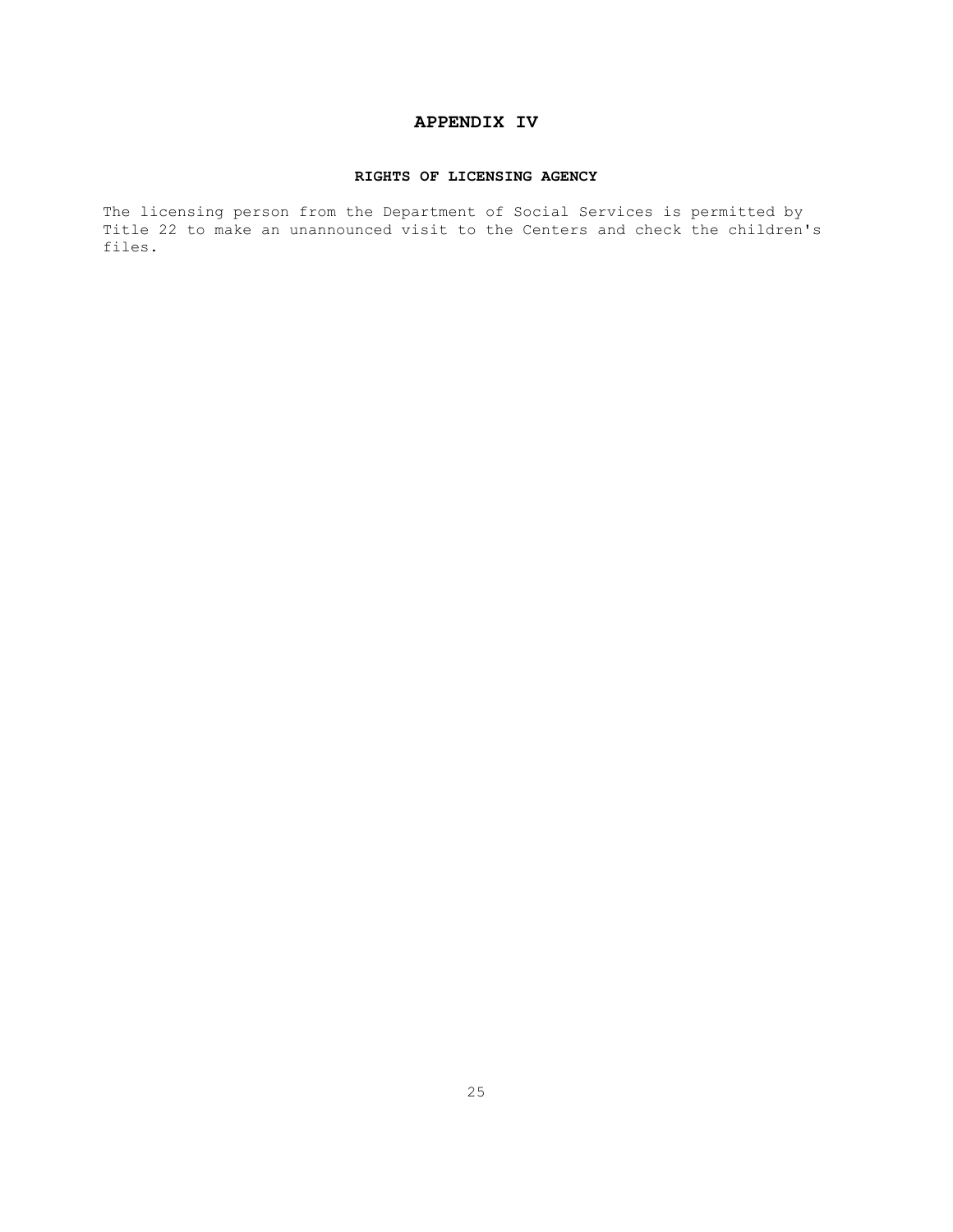# APPENDIX IV

## RIGHTS OF LICENSING AGENCY

The licensing person from the Department of Social Services is permitted by Title 22 to make an unannounced visit to the Centers and check the children's files.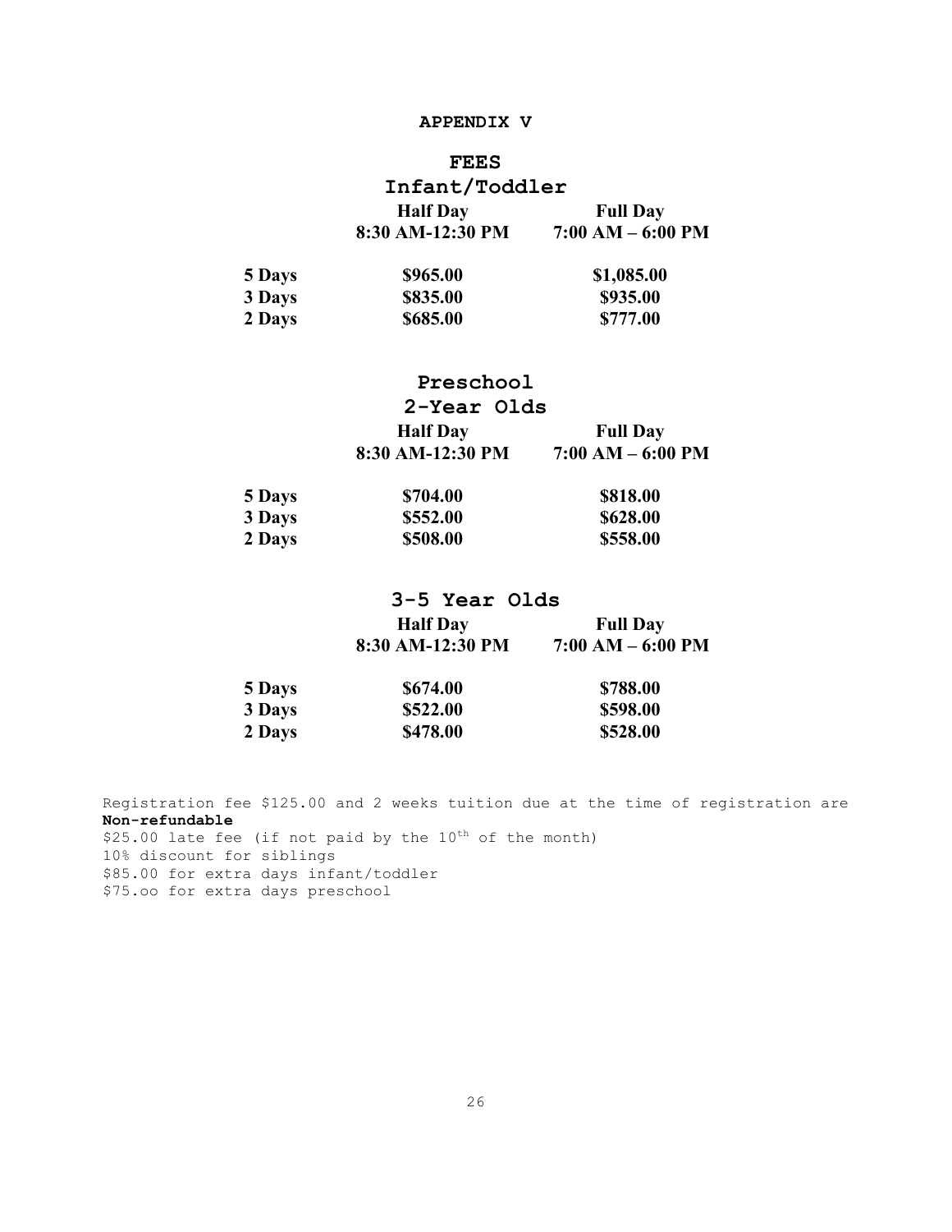# APPENDIX V

## FEES

### Infant/Toddler

| | Half Day<br>8:30 AM-12:30 PM | Full Day<br>7:00 AM – 6:00 PM |
|---|---|---|
| **5 Days** | **\$965.00** | **\$1,085.00** |
| **3 Days** | **\$835.00** | **\$935.00** |
| **2 Days** | **\$685.00** | **\$777.00** |

### Preschool

### 2-Year Olds

| | Half Day<br>8:30 AM-12:30 PM | Full Day<br>7:00 AM – 6:00 PM |
|---|---|---|
| **5 Days** | **\$704.00** | **\$818.00** |
| **3 Days** | **\$552.00** | **\$628.00** |
| **2 Days** | **\$508.00** | **\$558.00** |

### 3-5 Year Olds

| | Half Day<br>8:30 AM-12:30 PM | Full Day<br>7:00 AM – 6:00 PM |
|---|---|---|
| **5 Days** | **\$674.00** | **\$788.00** |
| **3 Days** | **\$522.00** | **\$598.00** |
| **2 Days** | **\$478.00** | **\$528.00** |

Registration fee \$125.00 and 2 weeks tuition due at the time of registration are **Non-refundable**

\$25.00 late fee (if not paid by the 10th of the month)

10% discount for siblings

\$85.00 for extra days infant/toddler

\$75.oo for extra days preschool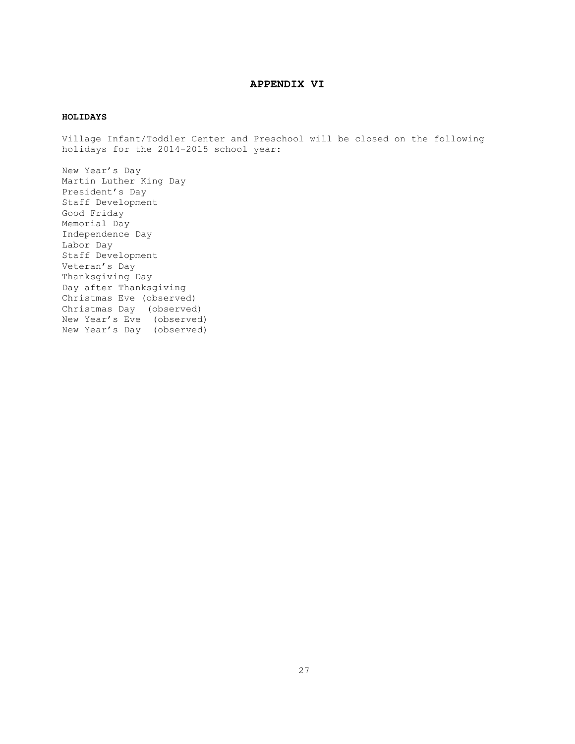# APPENDIX VI

**HOLIDAYS**

Village Infant/Toddler Center and Preschool will be closed on the following holidays for the 2014-2015 school year:

New Year's Day
Martin Luther King Day
President's Day
Staff Development
Good Friday
Memorial Day
Independence Day
Labor Day
Staff Development
Veteran's Day
Thanksgiving Day
Day after Thanksgiving
Christmas Eve (observed)
Christmas Day (observed)
New Year's Eve (observed)
New Year's Day (observed)